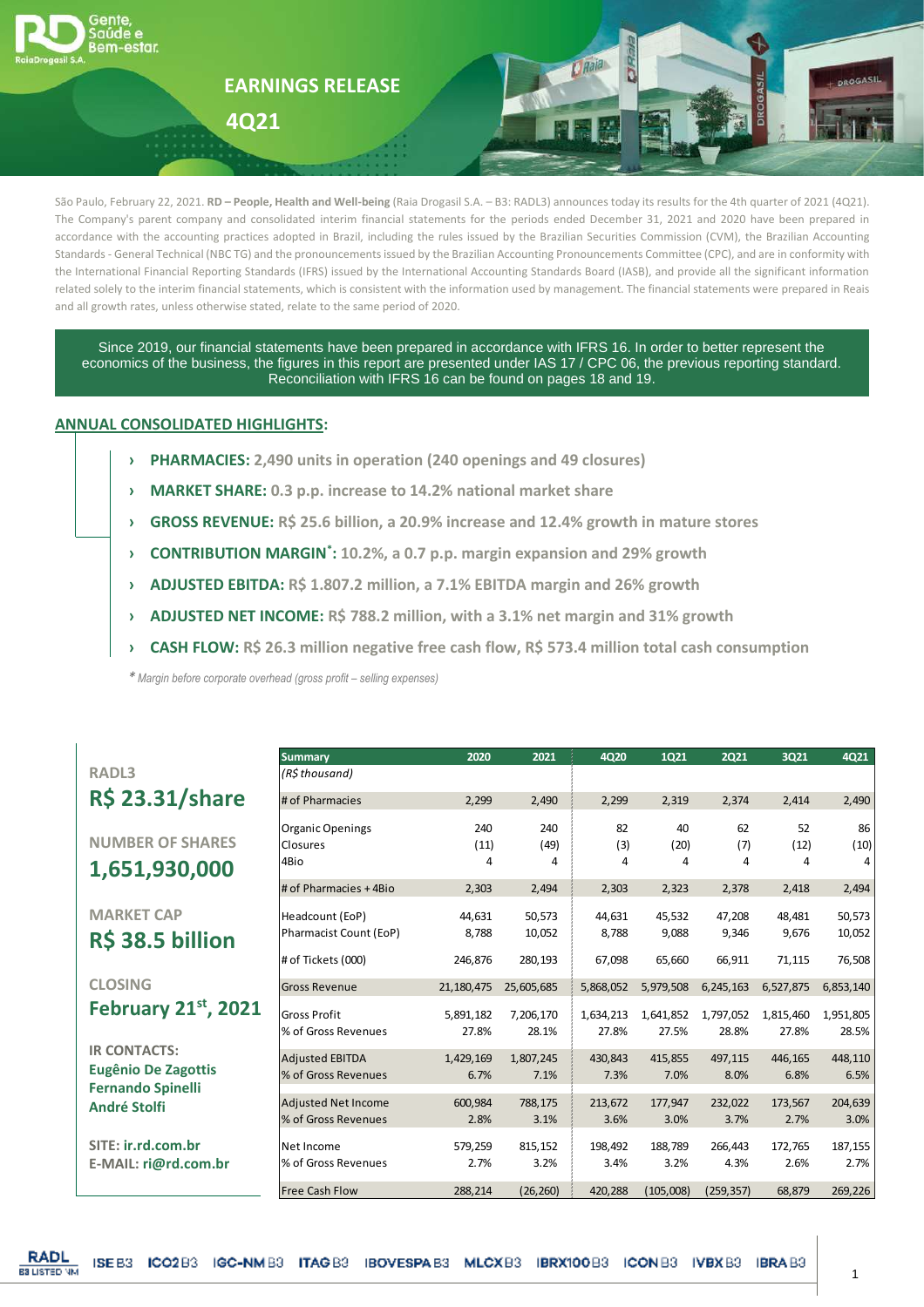# EARNINGS RELEASE

# 4Q21

São Paulo, February 22, 2021. **RD – People, Health and Well-being** (Raia Drogasil S.A. – B3: RADL3) announces today its results for the 4th quarter of 2021 (4Q21). The Company's parent company and consolidated interim financial statements for the periods ended December 31, 2021 and 2020 have been prepared in accordance with the accounting practices adopted in Brazil, including the rules issued by the Brazilian Securities Commission (CVM), the Brazilian Accounting Standards - General Technical (NBC TG) and the pronouncements issued by the Brazilian Accounting Pronouncements Committee (CPC), and are in conformity with the International Financial Reporting Standards (IFRS) issued by the International Accounting Standards Board (IASB), and provide all the significant information related solely to the interim financial statements, which is consistent with the information used by management. The financial statements were prepared in Reais and all growth rates, unless otherwise stated, relate to the same period of 2020.

Since 2019, our financial statements have been prepared in accordance with IFRS 16. In order to better represent the economics of the business, the figures in this report are presented under IAS 17 / CPC 06, the previous reporting standard. Reconciliation with IFRS 16 can be found on pages 18 and 19.

## ANNUAL CONSOLIDATED HIGHLIGHTS:

- **PHARMACIES:** 2,490 units in operation (240 openings and 49 closures)
- **MARKET SHARE:** 0.3 p.p. increase to 14.2% national market share
- **GROSS REVENUE:** R$ 25.6 billion, a 20.9% increase and 12.4% growth in mature stores
- **CONTRIBUTION MARGIN*:** 10.2%, a 0.7 p.p. margin expansion and 29% growth
- **ADJUSTED EBITDA:** R$ 1.807.2 million, a 7.1% EBITDA margin and 26% growth
- **ADJUSTED NET INCOME:** R$ 788.2 million, with a 3.1% net margin and 31% growth
- **CASH FLOW:** R$ 26.3 million negative free cash flow, R$ 573.4 million total cash consumption

*\* Margin before corporate overhead (gross profit – selling expenses)*

**RADL3**
**R$ 23.31/share**

**NUMBER OF SHARES**
**1,651,930,000**

**MARKET CAP**
**R$ 38.5 billion**

**CLOSING**
**February 21st, 2021**

**IR CONTACTS:**
**Eugênio De Zagottis**
**Fernando Spinelli**
**André Stolfi**

**SITE: ir.rd.com.br**
**E-MAIL: ri@rd.com.br**

| Summary | 2020 | 2021 | 4Q20 | 1Q21 | 2Q21 | 3Q21 | 4Q21 |
|---|---|---|---|---|---|---|---|
| *(R$ thousand)* | | | | | | | |
| # of Pharmacies | 2,299 | 2,490 | 2,299 | 2,319 | 2,374 | 2,414 | 2,490 |
| Organic Openings | 240 | 240 | 82 | 40 | 62 | 52 | 86 |
| Closures | (11) | (49) | (3) | (20) | (7) | (12) | (10) |
| 4Bio | 4 | 4 | 4 | 4 | 4 | 4 | 4 |
| # of Pharmacies + 4Bio | 2,303 | 2,494 | 2,303 | 2,323 | 2,378 | 2,418 | 2,494 |
| Headcount (EoP) | 44,631 | 50,573 | 44,631 | 45,532 | 47,208 | 48,481 | 50,573 |
| Pharmacist Count (EoP) | 8,788 | 10,052 | 8,788 | 9,088 | 9,346 | 9,676 | 10,052 |
| # of Tickets (000) | 246,876 | 280,193 | 67,098 | 65,660 | 66,911 | 71,115 | 76,508 |
| Gross Revenue | 21,180,475 | 25,605,685 | 5,868,052 | 5,979,508 | 6,245,163 | 6,527,875 | 6,853,140 |
| Gross Profit | 5,891,182 | 7,206,170 | 1,634,213 | 1,641,852 | 1,797,052 | 1,815,460 | 1,951,805 |
| % of Gross Revenues | 27.8% | 28.1% | 27.8% | 27.5% | 28.8% | 27.8% | 28.5% |
| Adjusted EBITDA | 1,429,169 | 1,807,245 | 430,843 | 415,855 | 497,115 | 446,165 | 448,110 |
| % of Gross Revenues | 6.7% | 7.1% | 7.3% | 7.0% | 8.0% | 6.8% | 6.5% |
| Adjusted Net Income | 600,984 | 788,175 | 213,672 | 177,947 | 232,022 | 173,567 | 204,639 |
| % of Gross Revenues | 2.8% | 3.1% | 3.6% | 3.0% | 3.7% | 2.7% | 3.0% |
| Net Income | 579,259 | 815,152 | 198,492 | 188,789 | 266,443 | 172,765 | 187,155 |
| % of Gross Revenues | 2.7% | 3.2% | 3.4% | 3.2% | 4.3% | 2.6% | 2.7% |
| Free Cash Flow | 288,214 | (26,260) | 420,288 | (105,008) | (259,357) | 68,879 | 269,226 |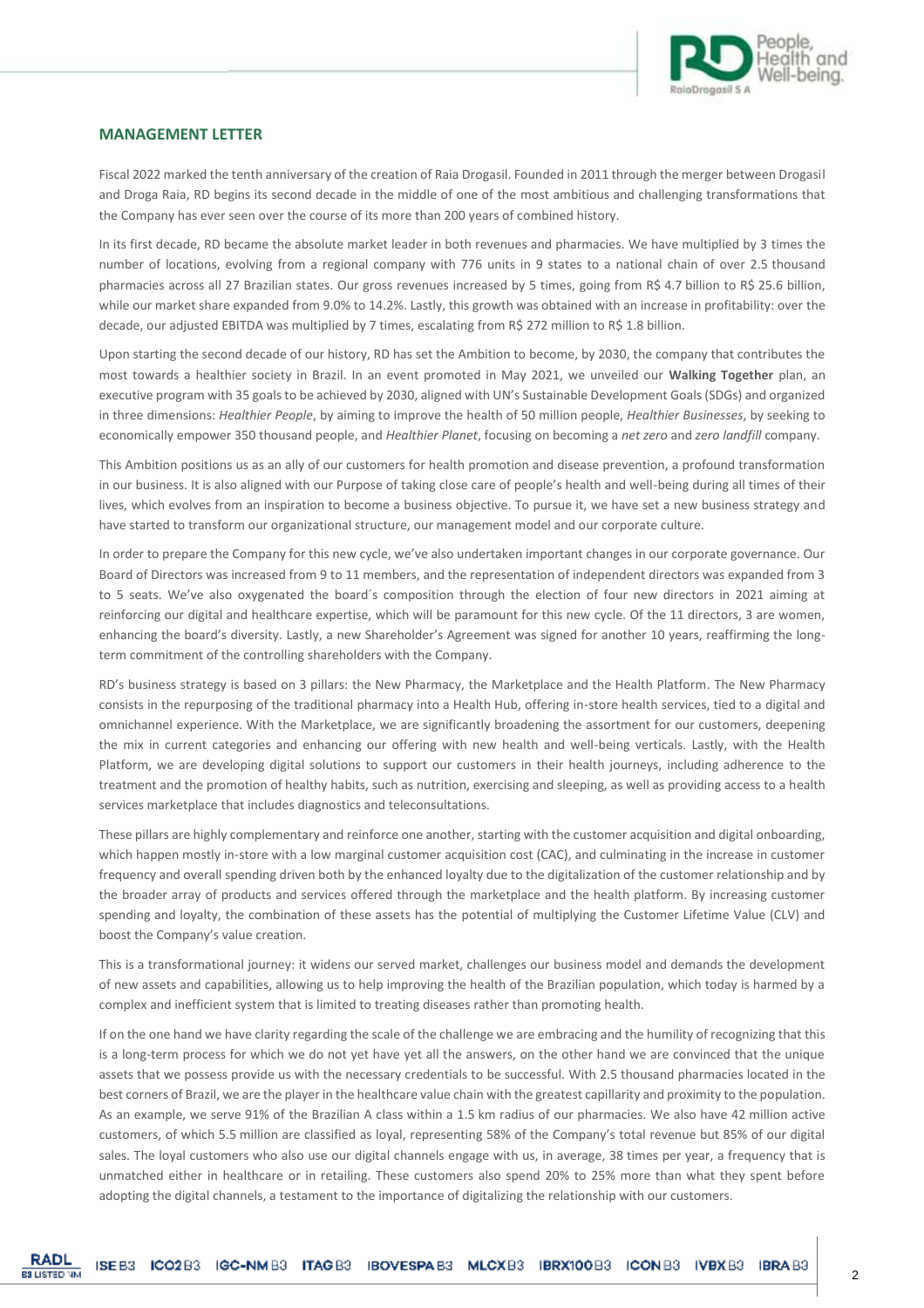## MANAGEMENT LETTER

Fiscal 2022 marked the tenth anniversary of the creation of Raia Drogasil. Founded in 2011 through the merger between Drogasil and Droga Raia, RD begins its second decade in the middle of one of the most ambitious and challenging transformations that the Company has ever seen over the course of its more than 200 years of combined history.

In its first decade, RD became the absolute market leader in both revenues and pharmacies. We have multiplied by 3 times the number of locations, evolving from a regional company with 776 units in 9 states to a national chain of over 2.5 thousand pharmacies across all 27 Brazilian states. Our gross revenues increased by 5 times, going from R$ 4.7 billion to R$ 25.6 billion, while our market share expanded from 9.0% to 14.2%. Lastly, this growth was obtained with an increase in profitability: over the decade, our adjusted EBITDA was multiplied by 7 times, escalating from R$ 272 million to R$ 1.8 billion.

Upon starting the second decade of our history, RD has set the Ambition to become, by 2030, the company that contributes the most towards a healthier society in Brazil. In an event promoted in May 2021, we unveiled our **Walking Together** plan, an executive program with 35 goals to be achieved by 2030, aligned with UN's Sustainable Development Goals (SDGs) and organized in three dimensions: *Healthier People*, by aiming to improve the health of 50 million people, *Healthier Businesses*, by seeking to economically empower 350 thousand people, and *Healthier Planet*, focusing on becoming a *net zero* and *zero landfill* company.

This Ambition positions us as an ally of our customers for health promotion and disease prevention, a profound transformation in our business. It is also aligned with our Purpose of taking close care of people's health and well-being during all times of their lives, which evolves from an inspiration to become a business objective. To pursue it, we have set a new business strategy and have started to transform our organizational structure, our management model and our corporate culture.

In order to prepare the Company for this new cycle, we've also undertaken important changes in our corporate governance. Our Board of Directors was increased from 9 to 11 members, and the representation of independent directors was expanded from 3 to 5 seats. We've also oxygenated the board´s composition through the election of four new directors in 2021 aiming at reinforcing our digital and healthcare expertise, which will be paramount for this new cycle. Of the 11 directors, 3 are women, enhancing the board's diversity. Lastly, a new Shareholder's Agreement was signed for another 10 years, reaffirming the long-term commitment of the controlling shareholders with the Company.

RD's business strategy is based on 3 pillars: the New Pharmacy, the Marketplace and the Health Platform. The New Pharmacy consists in the repurposing of the traditional pharmacy into a Health Hub, offering in-store health services, tied to a digital and omnichannel experience. With the Marketplace, we are significantly broadening the assortment for our customers, deepening the mix in current categories and enhancing our offering with new health and well-being verticals. Lastly, with the Health Platform, we are developing digital solutions to support our customers in their health journeys, including adherence to the treatment and the promotion of healthy habits, such as nutrition, exercising and sleeping, as well as providing access to a health services marketplace that includes diagnostics and teleconsultations.

These pillars are highly complementary and reinforce one another, starting with the customer acquisition and digital onboarding, which happen mostly in-store with a low marginal customer acquisition cost (CAC), and culminating in the increase in customer frequency and overall spending driven both by the enhanced loyalty due to the digitalization of the customer relationship and by the broader array of products and services offered through the marketplace and the health platform. By increasing customer spending and loyalty, the combination of these assets has the potential of multiplying the Customer Lifetime Value (CLV) and boost the Company's value creation.

This is a transformational journey: it widens our served market, challenges our business model and demands the development of new assets and capabilities, allowing us to help improving the health of the Brazilian population, which today is harmed by a complex and inefficient system that is limited to treating diseases rather than promoting health.

If on the one hand we have clarity regarding the scale of the challenge we are embracing and the humility of recognizing that this is a long-term process for which we do not yet have yet all the answers, on the other hand we are convinced that the unique assets that we possess provide us with the necessary credentials to be successful. With 2.5 thousand pharmacies located in the best corners of Brazil, we are the player in the healthcare value chain with the greatest capillarity and proximity to the population. As an example, we serve 91% of the Brazilian A class within a 1.5 km radius of our pharmacies. We also have 42 million active customers, of which 5.5 million are classified as loyal, representing 58% of the Company's total revenue but 85% of our digital sales. The loyal customers who also use our digital channels engage with us, in average, 38 times per year, a frequency that is unmatched either in healthcare or in retailing. These customers also spend 20% to 25% more than what they spent before adopting the digital channels, a testament to the importance of digitalizing the relationship with our customers.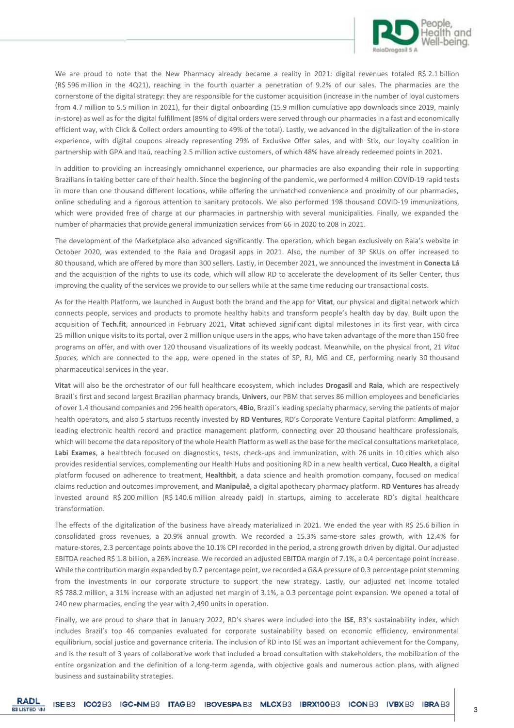We are proud to note that the New Pharmacy already became a reality in 2021: digital revenues totaled R$ 2.1 billion (R$ 596 million in the 4Q21), reaching in the fourth quarter a penetration of 9.2% of our sales. The pharmacies are the cornerstone of the digital strategy: they are responsible for the customer acquisition (increase in the number of loyal customers from 4.7 million to 5.5 million in 2021), for their digital onboarding (15.9 million cumulative app downloads since 2019, mainly in-store) as well as for the digital fulfillment (89% of digital orders were served through our pharmacies in a fast and economically efficient way, with Click & Collect orders amounting to 49% of the total). Lastly, we advanced in the digitalization of the in-store experience, with digital coupons already representing 29% of Exclusive Offer sales, and with Stix, our loyalty coalition in partnership with GPA and Itaú, reaching 2.5 million active customers, of which 48% have already redeemed points in 2021.

In addition to providing an increasingly omnichannel experience, our pharmacies are also expanding their role in supporting Brazilians in taking better care of their health. Since the beginning of the pandemic, we performed 4 million COVID-19 rapid tests in more than one thousand different locations, while offering the unmatched convenience and proximity of our pharmacies, online scheduling and a rigorous attention to sanitary protocols. We also performed 198 thousand COVID-19 immunizations, which were provided free of charge at our pharmacies in partnership with several municipalities. Finally, we expanded the number of pharmacies that provide general immunization services from 66 in 2020 to 208 in 2021.

The development of the Marketplace also advanced significantly. The operation, which began exclusively on Raia's website in October 2020, was extended to the Raia and Drogasil apps in 2021. Also, the number of 3P SKUs on offer increased to 80 thousand, which are offered by more than 300 sellers. Lastly, in December 2021, we announced the investment in **Conecta Lá** and the acquisition of the rights to use its code, which will allow RD to accelerate the development of its Seller Center, thus improving the quality of the services we provide to our sellers while at the same time reducing our transactional costs.

As for the Health Platform, we launched in August both the brand and the app for **Vitat**, our physical and digital network which connects people, services and products to promote healthy habits and transform people's health day by day. Built upon the acquisition of **Tech.fit**, announced in February 2021, **Vitat** achieved significant digital milestones in its first year, with circa 25 million unique visits to its portal, over 2 million unique users in the apps, who have taken advantage of the more than 150 free programs on offer, and with over 120 thousand visualizations of its weekly podcast. Meanwhile, on the physical front, 21 *Vitat Spaces,* which are connected to the app*,* were opened in the states of SP, RJ, MG and CE, performing nearly 30 thousand pharmaceutical services in the year.

**Vitat** will also be the orchestrator of our full healthcare ecosystem, which includes **Drogasil** and **Raia**, which are respectively Brazil´s first and second largest Brazilian pharmacy brands, **Univers**, our PBM that serves 86 million employees and beneficiaries of over 1.4 thousand companies and 296 health operators, **4Bio**, Brazil´s leading specialty pharmacy, serving the patients of major health operators, and also 5 startups recently invested by **RD Ventures**, RD's Corporate Venture Capital platform: **Amplimed**, a leading electronic health record and practice management platform, connecting over 20 thousand healthcare professionals, which will become the data repository of the whole Health Platform as well as the base for the medical consultations marketplace, **Labi Exames**, a healthtech focused on diagnostics, tests, check-ups and immunization, with 26 units in 10 cities which also provides residential services, complementing our Health Hubs and positioning RD in a new health vertical, **Cuco Health**, a digital platform focused on adherence to treatment, **Healthbit**, a data science and health promotion company, focused on medical claims reduction and outcomes improvement, and **Manipulaê**, a digital apothecary pharmacy platform. **RD Ventures** has already invested around R$ 200 million (R$ 140.6 million already paid) in startups, aiming to accelerate RD's digital healthcare transformation.

The effects of the digitalization of the business have already materialized in 2021. We ended the year with R$ 25.6 billion in consolidated gross revenues, a 20.9% annual growth. We recorded a 15.3% same-store sales growth, with 12.4% for mature-stores, 2.3 percentage points above the 10.1% CPI recorded in the period, a strong growth driven by digital. Our adjusted EBITDA reached R$ 1.8 billion, a 26% increase. We recorded an adjusted EBITDA margin of 7.1%, a 0.4 percentage point increase. While the contribution margin expanded by 0.7 percentage point, we recorded a G&A pressure of 0.3 percentage point stemming from the investments in our corporate structure to support the new strategy. Lastly, our adjusted net income totaled R$ 788.2 million, a 31% increase with an adjusted net margin of 3.1%, a 0.3 percentage point expansion. We opened a total of 240 new pharmacies, ending the year with 2,490 units in operation.

Finally, we are proud to share that in January 2022, RD's shares were included into the **ISE**, B3's sustainability index, which includes Brazil's top 46 companies evaluated for corporate sustainability based on economic efficiency, environmental equilibrium, social justice and governance criteria. The inclusion of RD into ISE was an important achievement for the Company, and is the result of 3 years of collaborative work that included a broad consultation with stakeholders, the mobilization of the entire organization and the definition of a long-term agenda, with objective goals and numerous action plans, with aligned business and sustainability strategies.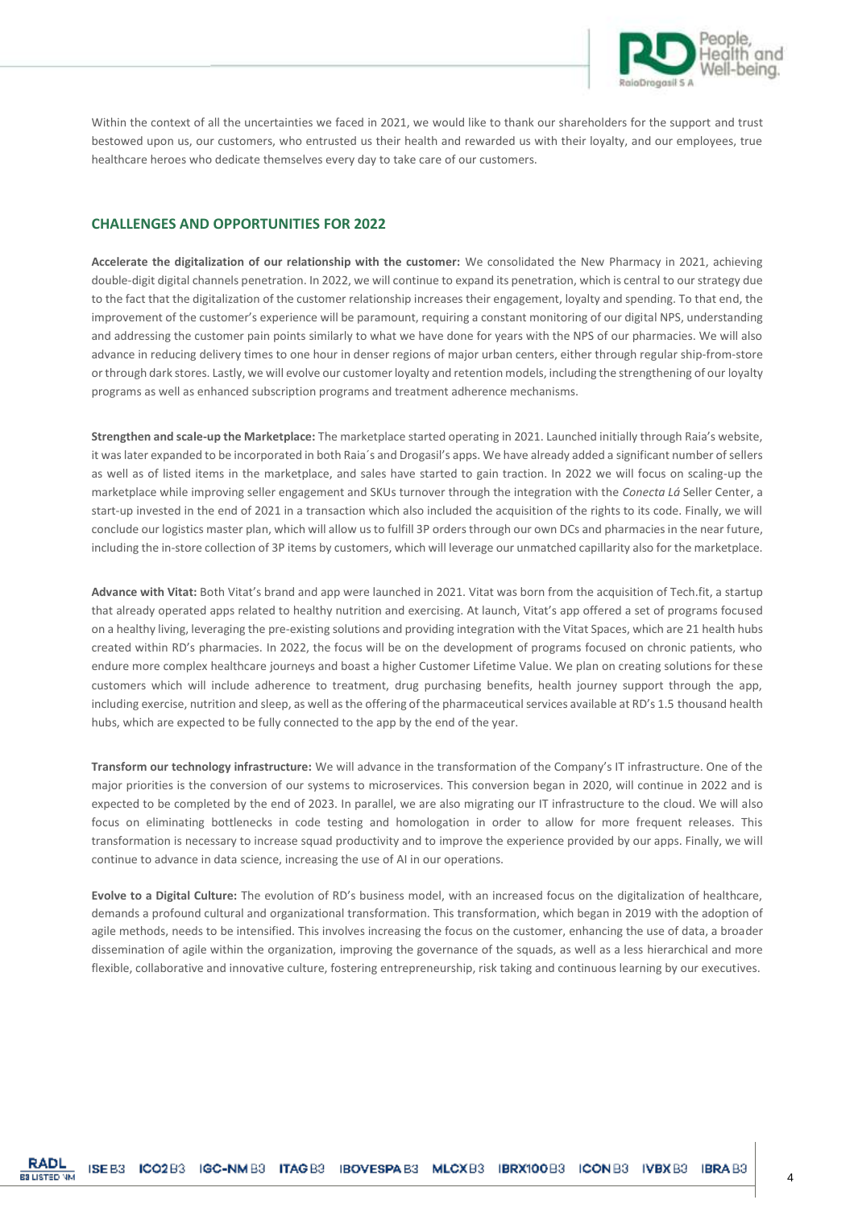Within the context of all the uncertainties we faced in 2021, we would like to thank our shareholders for the support and trust bestowed upon us, our customers, who entrusted us their health and rewarded us with their loyalty, and our employees, true healthcare heroes who dedicate themselves every day to take care of our customers.

## CHALLENGES AND OPPORTUNITIES FOR 2022

**Accelerate the digitalization of our relationship with the customer:** We consolidated the New Pharmacy in 2021, achieving double-digit digital channels penetration. In 2022, we will continue to expand its penetration, which is central to our strategy due to the fact that the digitalization of the customer relationship increases their engagement, loyalty and spending. To that end, the improvement of the customer's experience will be paramount, requiring a constant monitoring of our digital NPS, understanding and addressing the customer pain points similarly to what we have done for years with the NPS of our pharmacies. We will also advance in reducing delivery times to one hour in denser regions of major urban centers, either through regular ship-from-store or through dark stores. Lastly, we will evolve our customer loyalty and retention models, including the strengthening of our loyalty programs as well as enhanced subscription programs and treatment adherence mechanisms.

**Strengthen and scale-up the Marketplace:** The marketplace started operating in 2021. Launched initially through Raia's website, it was later expanded to be incorporated in both Raia´s and Drogasil's apps. We have already added a significant number of sellers as well as of listed items in the marketplace, and sales have started to gain traction. In 2022 we will focus on scaling-up the marketplace while improving seller engagement and SKUs turnover through the integration with the *Conecta Lá* Seller Center, a start-up invested in the end of 2021 in a transaction which also included the acquisition of the rights to its code. Finally, we will conclude our logistics master plan, which will allow us to fulfill 3P orders through our own DCs and pharmacies in the near future, including the in-store collection of 3P items by customers, which will leverage our unmatched capillarity also for the marketplace.

**Advance with Vitat:** Both Vitat's brand and app were launched in 2021. Vitat was born from the acquisition of Tech.fit, a startup that already operated apps related to healthy nutrition and exercising. At launch, Vitat's app offered a set of programs focused on a healthy living, leveraging the pre-existing solutions and providing integration with the Vitat Spaces, which are 21 health hubs created within RD's pharmacies. In 2022, the focus will be on the development of programs focused on chronic patients, who endure more complex healthcare journeys and boast a higher Customer Lifetime Value. We plan on creating solutions for these customers which will include adherence to treatment, drug purchasing benefits, health journey support through the app, including exercise, nutrition and sleep, as well as the offering of the pharmaceutical services available at RD's 1.5 thousand health hubs, which are expected to be fully connected to the app by the end of the year.

**Transform our technology infrastructure:** We will advance in the transformation of the Company's IT infrastructure. One of the major priorities is the conversion of our systems to microservices. This conversion began in 2020, will continue in 2022 and is expected to be completed by the end of 2023. In parallel, we are also migrating our IT infrastructure to the cloud. We will also focus on eliminating bottlenecks in code testing and homologation in order to allow for more frequent releases. This transformation is necessary to increase squad productivity and to improve the experience provided by our apps. Finally, we will continue to advance in data science, increasing the use of AI in our operations.

**Evolve to a Digital Culture:** The evolution of RD's business model, with an increased focus on the digitalization of healthcare, demands a profound cultural and organizational transformation. This transformation, which began in 2019 with the adoption of agile methods, needs to be intensified. This involves increasing the focus on the customer, enhancing the use of data, a broader dissemination of agile within the organization, improving the governance of the squads, as well as a less hierarchical and more flexible, collaborative and innovative culture, fostering entrepreneurship, risk taking and continuous learning by our executives.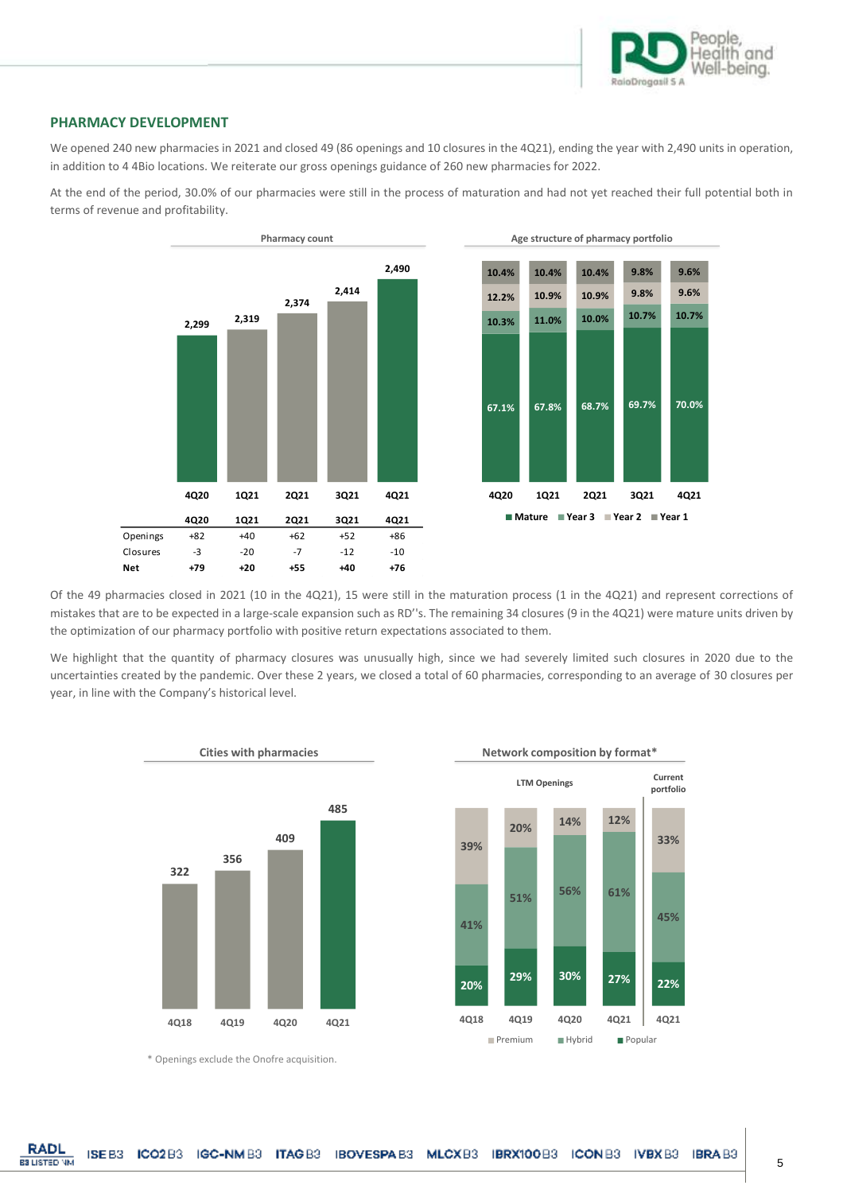## PHARMACY DEVELOPMENT

We opened 240 new pharmacies in 2021 and closed 49 (86 openings and 10 closures in the 4Q21), ending the year with 2,490 units in operation, in addition to 4 4Bio locations. We reiterate our gross openings guidance of 260 new pharmacies for 2022.

At the end of the period, 30.0% of our pharmacies were still in the process of maturation and had not yet reached their full potential both in terms of revenue and profitability.

**Pharmacy count**

| | 4Q20 | 1Q21 | 2Q21 | 3Q21 | 4Q21 |
|---|---|---|---|---|---|
| Pharmacy count | 2,299 | 2,319 | 2,374 | 2,414 | 2,490 |

| | 4Q20 | 1Q21 | 2Q21 | 3Q21 | 4Q21 |
|---|---|---|---|---|---|
| Openings | +82 | +40 | +62 | +52 | +86 |
| Closures | -3 | -20 | -7 | -12 | -10 |
| **Net** | **+79** | **+20** | **+55** | **+40** | **+76** |

**Age structure of pharmacy portfolio**

| | 4Q20 | 1Q21 | 2Q21 | 3Q21 | 4Q21 |
|---|---|---|---|---|---|
| Year 1 | 10.4% | 10.4% | 10.4% | 9.8% | 9.6% |
| Year 2 | 12.2% | 10.9% | 10.9% | 9.8% | 9.6% |
| Year 3 | 10.3% | 11.0% | 10.0% | 10.7% | 10.7% |
| Mature | 67.1% | 67.8% | 68.7% | 69.7% | 70.0% |

Of the 49 pharmacies closed in 2021 (10 in the 4Q21), 15 were still in the maturation process (1 in the 4Q21) and represent corrections of mistakes that are to be expected in a large-scale expansion such as RD''s. The remaining 34 closures (9 in the 4Q21) were mature units driven by the optimization of our pharmacy portfolio with positive return expectations associated to them.

We highlight that the quantity of pharmacy closures was unusually high, since we had severely limited such closures in 2020 due to the uncertainties created by the pandemic. Over these 2 years, we closed a total of 60 pharmacies, corresponding to an average of 30 closures per year, in line with the Company's historical level.

**Cities with pharmacies**

| 4Q18 | 4Q19 | 4Q20 | 4Q21 |
|---|---|---|---|
| 322 | 356 | 409 | 485 |

**Network composition by format***

| | LTM Openings 4Q18 | LTM Openings 4Q19 | LTM Openings 4Q20 | LTM Openings 4Q21 | Current portfolio 4Q21 |
|---|---|---|---|---|---|
| Premium | 39% | 20% | 14% | 12% | 33% |
| Hybrid | 41% | 51% | 56% | 61% | 45% |
| Popular | 20% | 29% | 30% | 27% | 22% |

\* Openings exclude the Onofre acquisition.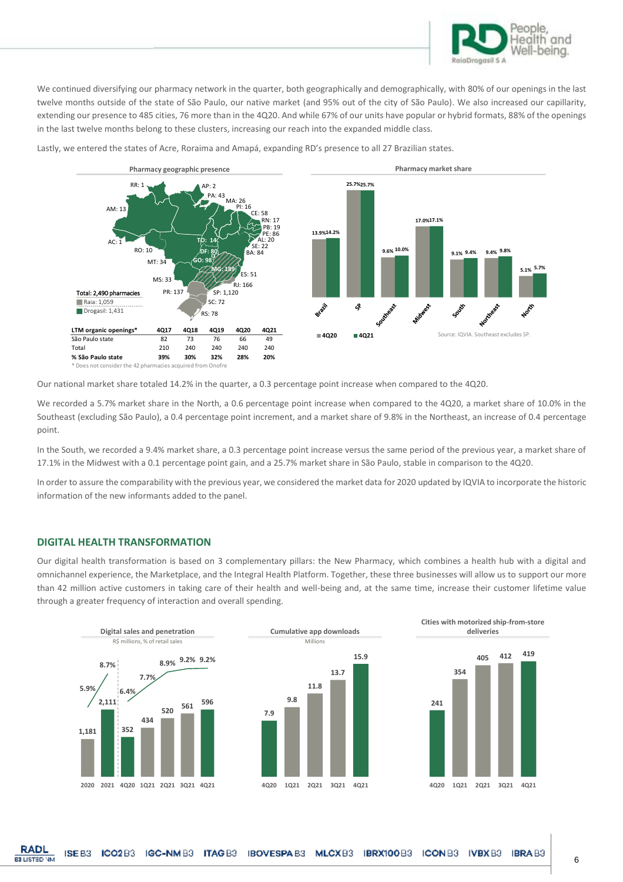We continued diversifying our pharmacy network in the quarter, both geographically and demographically, with 80% of our openings in the last twelve months outside of the state of São Paulo, our native market (and 95% out of the city of São Paulo). We also increased our capillarity, extending our presence to 485 cities, 76 more than in the 4Q20. And while 67% of our units have popular or hybrid formats, 88% of the openings in the last twelve months belong to these clusters, increasing our reach into the expanded middle class.

Lastly, we entered the states of Acre, Roraima and Amapá, expanding RD's presence to all 27 Brazilian states.

**Pharmacy geographic presence**

RR: 1, AP: 2, PA: 43, MA: 26, PI: 16, AM: 13, CE: 58, RN: 17, PB: 19, PE: 86, AC: 1, TO: 14, AL: 20, SE: 22, RO: 10, DF: 80, BA: 84, MT: 34, GO: 98, MG: 189, ES: 51, MS: 33, RJ: 166, PR: 137, SP: 1,120, SC: 72, RS: 78

Total: 2,490 pharmacies
- Raia: 1,059
- Drogasil: 1,431

| LTM organic openings* | 4Q17 | 4Q18 | 4Q19 | 4Q20 | 4Q21 |
|---|---|---|---|---|---|
| São Paulo state | 82 | 73 | 76 | 66 | 49 |
| Total | 210 | 240 | 240 | 240 | 240 |
| **% São Paulo state** | **39%** | **30%** | **32%** | **28%** | **20%** |

\* Does not consider the 42 pharmacies acquired from Onofre

**Pharmacy market share**

| | 4Q20 | 4Q21 |
|---|---|---|
| Brazil | 13.9% | 14.2% |
| SP | 25.7% | 25.7% |
| Southeast | 9.6% | 10.0% |
| Midwest | 17.0% | 17.1% |
| South | 9.1% | 9.4% |
| Northeast | 9.4% | 9.8% |
| North | 5.1% | 5.7% |

Source: IQVIA. Southeast excludes SP.

Our national market share totaled 14.2% in the quarter, a 0.3 percentage point increase when compared to the 4Q20.

We recorded a 5.7% market share in the North, a 0.6 percentage point increase when compared to the 4Q20, a market share of 10.0% in the Southeast (excluding São Paulo), a 0.4 percentage point increment, and a market share of 9.8% in the Northeast, an increase of 0.4 percentage point.

In the South, we recorded a 9.4% market share, a 0.3 percentage point increase versus the same period of the previous year, a market share of 17.1% in the Midwest with a 0.1 percentage point gain, and a 25.7% market share in São Paulo, stable in comparison to the 4Q20.

In order to assure the comparability with the previous year, we considered the market data for 2020 updated by IQVIA to incorporate the historic information of the new informants added to the panel.

## DIGITAL HEALTH TRANSFORMATION

Our digital health transformation is based on 3 complementary pillars: the New Pharmacy, which combines a health hub with a digital and omnichannel experience, the Marketplace, and the Integral Health Platform. Together, these three businesses will allow us to support our more than 42 million active customers in taking care of their health and well-being and, at the same time, increase their customer lifetime value through a greater frequency of interaction and overall spending.

**Digital sales and penetration**
R$ millions, % of retail sales

| | 2020 | 2021 | 4Q20 | 1Q21 | 2Q21 | 3Q21 | 4Q21 |
|---|---|---|---|---|---|---|---|
| Digital sales | 1,181 | 2,111 | 352 | 434 | 520 | 561 | 596 |
| Penetration | 5.9% | 8.7% | 6.4% | 7.7% | 8.9% | 9.2% | 9.2% |

**Cumulative app downloads**
Millions

| 4Q20 | 1Q21 | 2Q21 | 3Q21 | 4Q21 |
|---|---|---|---|---|
| 7.9 | 9.8 | 11.8 | 13.7 | 15.9 |

**Cities with motorized ship-from-store deliveries**

| 4Q20 | 1Q21 | 2Q21 | 3Q21 | 4Q21 |
|---|---|---|---|---|
| 241 | 354 | 405 | 412 | 419 |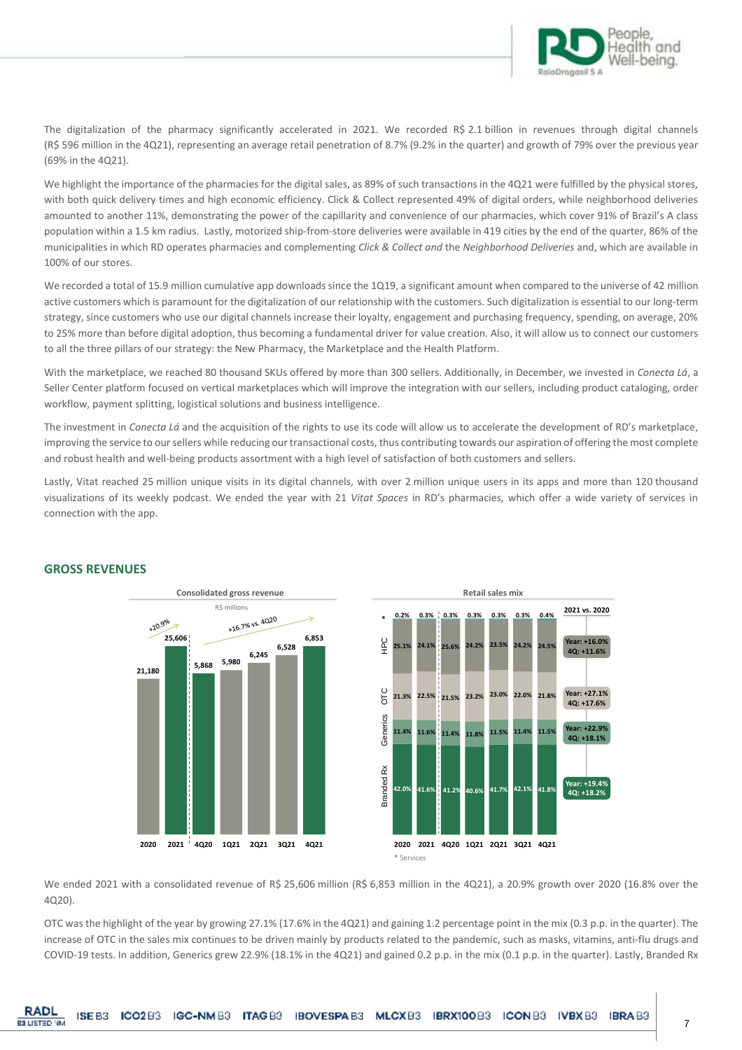The digitalization of the pharmacy significantly accelerated in 2021. We recorded R$ 2.1 billion in revenues through digital channels (R$ 596 million in the 4Q21), representing an average retail penetration of 8.7% (9.2% in the quarter) and growth of 79% over the previous year (69% in the 4Q21).

We highlight the importance of the pharmacies for the digital sales, as 89% of such transactions in the 4Q21 were fulfilled by the physical stores, with both quick delivery times and high economic efficiency. Click & Collect represented 49% of digital orders, while neighborhood deliveries amounted to another 11%, demonstrating the power of the capillarity and convenience of our pharmacies, which cover 91% of Brazil's A class population within a 1.5 km radius. Lastly, motorized ship-from-store deliveries were available in 419 cities by the end of the quarter, 86% of the municipalities in which RD operates pharmacies and complementing *Click & Collect and* the *Neighborhood Deliveries* and, which are available in 100% of our stores.

We recorded a total of 15.9 million cumulative app downloads since the 1Q19, a significant amount when compared to the universe of 42 million active customers which is paramount for the digitalization of our relationship with the customers. Such digitalization is essential to our long-term strategy, since customers who use our digital channels increase their loyalty, engagement and purchasing frequency, spending, on average, 20% to 25% more than before digital adoption, thus becoming a fundamental driver for value creation. Also, it will allow us to connect our customers to all the three pillars of our strategy: the New Pharmacy, the Marketplace and the Health Platform.

With the marketplace, we reached 80 thousand SKUs offered by more than 300 sellers. Additionally, in December, we invested in *Conecta Lá*, a Seller Center platform focused on vertical marketplaces which will improve the integration with our sellers, including product cataloging, order workflow, payment splitting, logistical solutions and business intelligence.

The investment in *Conecta Lá* and the acquisition of the rights to use its code will allow us to accelerate the development of RD's marketplace, improving the service to our sellers while reducing our transactional costs, thus contributing towards our aspiration of offering the most complete and robust health and well-being products assortment with a high level of satisfaction of both customers and sellers.

Lastly, Vitat reached 25 million unique visits in its digital channels, with over 2 million unique users in its apps and more than 120 thousand visualizations of its weekly podcast. We ended the year with 21 *Vitat Spaces* in RD's pharmacies, which offer a wide variety of services in connection with the app.

## GROSS REVENUES

**Consolidated gross revenue**

R$ millions

| 2020 | 2021 | 4Q20 | 1Q21 | 2Q21 | 3Q21 | 4Q21 |
|---|---|---|---|---|---|---|
| 21,180 | 25,606 | 5,868 | 5,980 | 6,245 | 6,528 | 6,853 |

+20.9% (2021 vs. 2020); +16.7% vs. 4Q20

**Retail sales mix**

| | 2020 | 2021 | 4Q20 | 1Q21 | 2Q21 | 3Q21 | 4Q21 | 2021 vs. 2020 |
|---|---|---|---|---|---|---|---|---|
| * | 0.2% | 0.3% | 0.3% | 0.3% | 0.3% | 0.3% | 0.4% | |
| HPC | 25.1% | 24.1% | 25.6% | 24.2% | 23.5% | 24.2% | 24.5% | Year: +16.0% 4Q: +11.6% |
| OTC | 21.3% | 22.5% | 21.5% | 23.2% | 23.0% | 22.0% | 21.8% | Year: +27.1% 4Q: +17.6% |
| Generics | 11.4% | 11.6% | 11.4% | 11.8% | 11.5% | 11.4% | 11.5% | Year: +22.9% 4Q: +18.1% |
| Branded Rx | 42.0% | 41.6% | 41.2% | 40.6% | 41.7% | 42.1% | 41.8% | Year: +19.4% 4Q: +18.2% |

\* Services

We ended 2021 with a consolidated revenue of R$ 25,606 million (R$ 6,853 million in the 4Q21), a 20.9% growth over 2020 (16.8% over the 4Q20).

OTC was the highlight of the year by growing 27.1% (17.6% in the 4Q21) and gaining 1.2 percentage point in the mix (0.3 p.p. in the quarter). The increase of OTC in the sales mix continues to be driven mainly by products related to the pandemic, such as masks, vitamins, anti-flu drugs and COVID-19 tests. In addition, Generics grew 22.9% (18.1% in the 4Q21) and gained 0.2 p.p. in the mix (0.1 p.p. in the quarter). Lastly, Branded Rx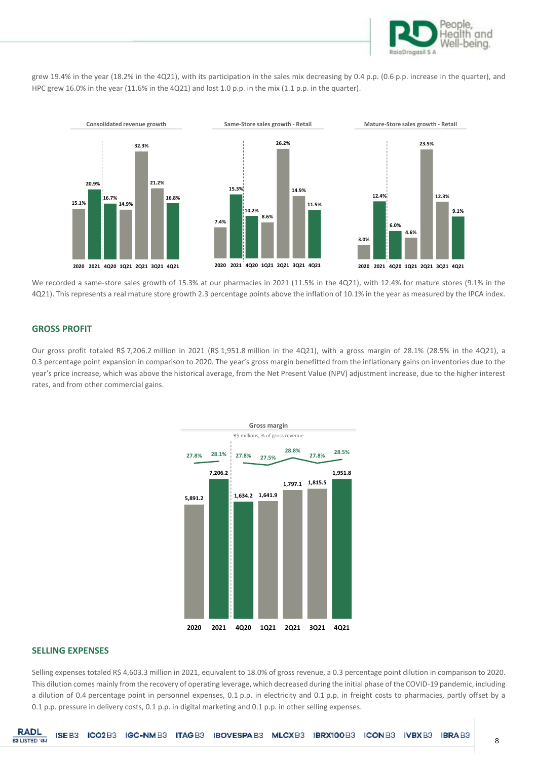grew 19.4% in the year (18.2% in the 4Q21), with its participation in the sales mix decreasing by 0.4 p.p. (0.6 p.p. increase in the quarter), and HPC grew 16.0% in the year (11.6% in the 4Q21) and lost 1.0 p.p. in the mix (1.1 p.p. in the quarter).

**Consolidated revenue growth**

| 2020 | 2021 | 4Q20 | 1Q21 | 2Q21 | 3Q21 | 4Q21 |
|---|---|---|---|---|---|---|
| 15.1% | 20.9% | 16.7% | 14.9% | 32.3% | 21.2% | 16.8% |

**Same-Store sales growth - Retail**

| 2020 | 2021 | 4Q20 | 1Q21 | 2Q21 | 3Q21 | 4Q21 |
|---|---|---|---|---|---|---|
| 7.4% | 15.3% | 10.2% | 8.6% | 26.2% | 14.9% | 11.5% |

**Mature-Store sales growth - Retail**

| 2020 | 2021 | 4Q20 | 1Q21 | 2Q21 | 3Q21 | 4Q21 |
|---|---|---|---|---|---|---|
| 3.0% | 12.4% | 6.0% | 4.6% | 23.5% | 12.3% | 9.1% |

We recorded a same-store sales growth of 15.3% at our pharmacies in 2021 (11.5% in the 4Q21), with 12.4% for mature stores (9.1% in the 4Q21). This represents a real mature store growth 2.3 percentage points above the inflation of 10.1% in the year as measured by the IPCA index.

## GROSS PROFIT

Our gross profit totaled R$ 7,206.2 million in 2021 (R$ 1,951.8 million in the 4Q21), with a gross margin of 28.1% (28.5% in the 4Q21), a 0.3 percentage point expansion in comparison to 2020. The year's gross margin benefitted from the inflationary gains on inventories due to the year's price increase, which was above the historical average, from the Net Present Value (NPV) adjustment increase, due to the higher interest rates, and from other commercial gains.

**Gross margin**

R$ millions, % of gross revenue

| | 2020 | 2021 | 4Q20 | 1Q21 | 2Q21 | 3Q21 | 4Q21 |
|---|---|---|---|---|---|---|---|
| Gross profit | 5,891.2 | 7,206.2 | 1,634.2 | 1,641.9 | 1,797.1 | 1,815.5 | 1,951.8 |
| Gross margin | 27.8% | 28.1% | 27.8% | 27.5% | 28.8% | 27.8% | 28.5% |

## SELLING EXPENSES

Selling expenses totaled R$ 4,603.3 million in 2021, equivalent to 18.0% of gross revenue, a 0.3 percentage point dilution in comparison to 2020. This dilution comes mainly from the recovery of operating leverage, which decreased during the initial phase of the COVID-19 pandemic, including a dilution of 0.4 percentage point in personnel expenses, 0.1 p.p. in electricity and 0.1 p.p. in freight costs to pharmacies, partly offset by a 0.1 p.p. pressure in delivery costs, 0.1 p.p. in digital marketing and 0.1 p.p. in other selling expenses.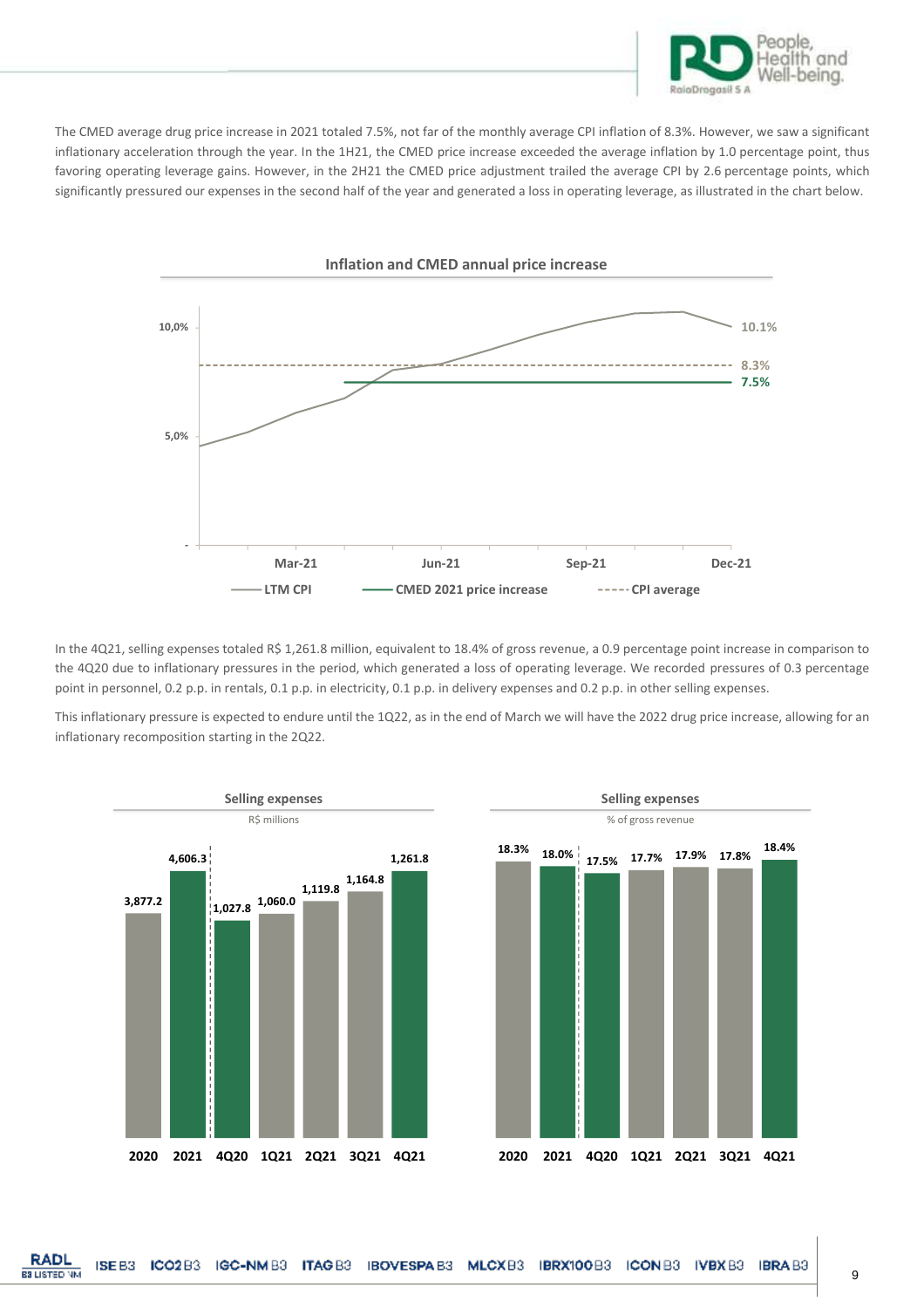The CMED average drug price increase in 2021 totaled 7.5%, not far of the monthly average CPI inflation of 8.3%. However, we saw a significant inflationary acceleration through the year. In the 1H21, the CMED price increase exceeded the average inflation by 1.0 percentage point, thus favoring operating leverage gains. However, in the 2H21 the CMED price adjustment trailed the average CPI by 2.6 percentage points, which significantly pressured our expenses in the second half of the year and generated a loss in operating leverage, as illustrated in the chart below.

**Inflation and CMED annual price increase**

In the 4Q21, selling expenses totaled R$ 1,261.8 million, equivalent to 18.4% of gross revenue, a 0.9 percentage point increase in comparison to the 4Q20 due to inflationary pressures in the period, which generated a loss of operating leverage. We recorded pressures of 0.3 percentage point in personnel, 0.2 p.p. in rentals, 0.1 p.p. in electricity, 0.1 p.p. in delivery expenses and 0.2 p.p. in other selling expenses.

This inflationary pressure is expected to endure until the 1Q22, as in the end of March we will have the 2022 drug price increase, allowing for an inflationary recomposition starting in the 2Q22.

**Selling expenses** (R$ millions)

| 2020 | 2021 | 4Q20 | 1Q21 | 2Q21 | 3Q21 | 4Q21 |
|---|---|---|---|---|---|---|
| 3,877.2 | 4,606.3 | 1,027.8 | 1,060.0 | 1,119.8 | 1,164.8 | 1,261.8 |

**Selling expenses** (% of gross revenue)

| 2020 | 2021 | 4Q20 | 1Q21 | 2Q21 | 3Q21 | 4Q21 |
|---|---|---|---|---|---|---|
| 18.3% | 18.0% | 17.5% | 17.7% | 17.9% | 17.8% | 18.4% |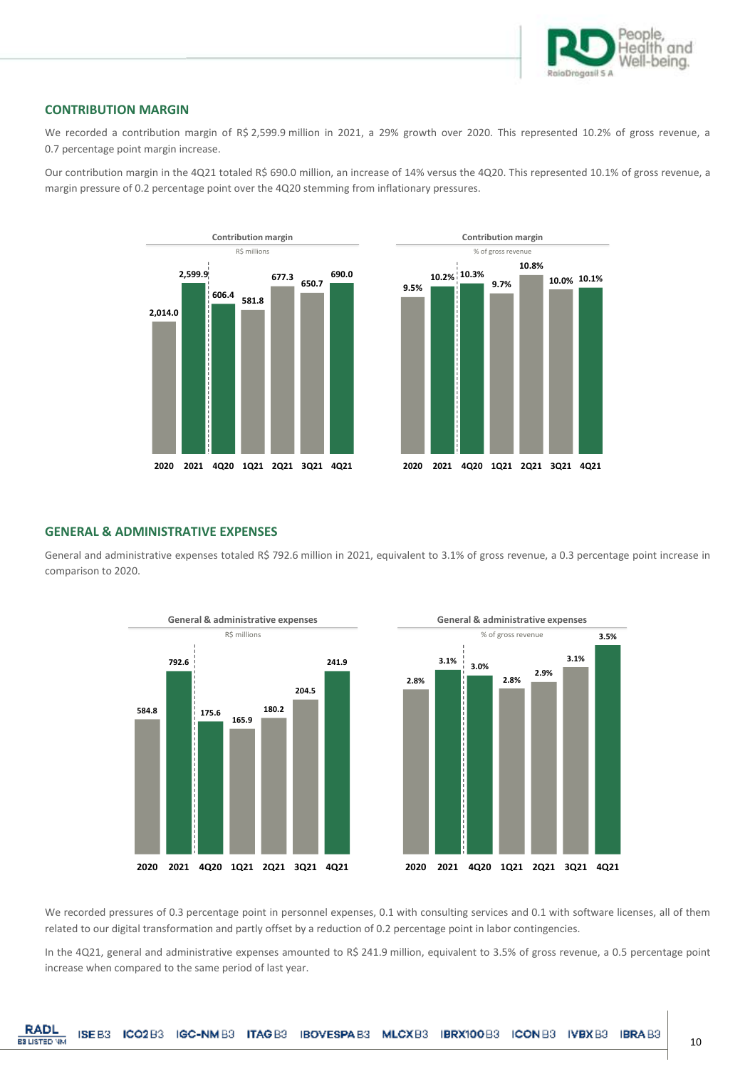## CONTRIBUTION MARGIN

We recorded a contribution margin of R$ 2,599.9 million in 2021, a 29% growth over 2020. This represented 10.2% of gross revenue, a 0.7 percentage point margin increase.

Our contribution margin in the 4Q21 totaled R$ 690.0 million, an increase of 14% versus the 4Q20. This represented 10.1% of gross revenue, a margin pressure of 0.2 percentage point over the 4Q20 stemming from inflationary pressures.

**Contribution margin**
R$ millions

| 2020 | 2021 | 4Q20 | 1Q21 | 2Q21 | 3Q21 | 4Q21 |
|---|---|---|---|---|---|---|
| 2,014.0 | 2,599.9 | 606.4 | 581.8 | 677.3 | 650.7 | 690.0 |

**Contribution margin**
% of gross revenue

| 2020 | 2021 | 4Q20 | 1Q21 | 2Q21 | 3Q21 | 4Q21 |
|---|---|---|---|---|---|---|
| 9.5% | 10.2% | 10.3% | 9.7% | 10.8% | 10.0% | 10.1% |

## GENERAL & ADMINISTRATIVE EXPENSES

General and administrative expenses totaled R$ 792.6 million in 2021, equivalent to 3.1% of gross revenue, a 0.3 percentage point increase in comparison to 2020.

**General & administrative expenses**
R$ millions

| 2020 | 2021 | 4Q20 | 1Q21 | 2Q21 | 3Q21 | 4Q21 |
|---|---|---|---|---|---|---|
| 584.8 | 792.6 | 175.6 | 165.9 | 180.2 | 204.5 | 241.9 |

**General & administrative expenses**
% of gross revenue

| 2020 | 2021 | 4Q20 | 1Q21 | 2Q21 | 3Q21 | 4Q21 |
|---|---|---|---|---|---|---|
| 2.8% | 3.1% | 3.0% | 2.8% | 2.9% | 3.1% | 3.5% |

We recorded pressures of 0.3 percentage point in personnel expenses, 0.1 with consulting services and 0.1 with software licenses, all of them related to our digital transformation and partly offset by a reduction of 0.2 percentage point in labor contingencies.

In the 4Q21, general and administrative expenses amounted to R$ 241.9 million, equivalent to 3.5% of gross revenue, a 0.5 percentage point increase when compared to the same period of last year.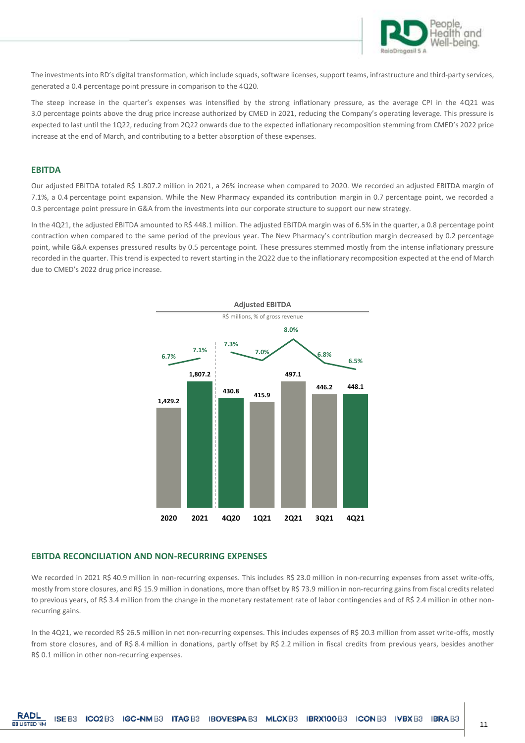The investments into RD's digital transformation, which include squads, software licenses, support teams, infrastructure and third-party services, generated a 0.4 percentage point pressure in comparison to the 4Q20.

The steep increase in the quarter's expenses was intensified by the strong inflationary pressure, as the average CPI in the 4Q21 was 3.0 percentage points above the drug price increase authorized by CMED in 2021, reducing the Company's operating leverage. This pressure is expected to last until the 1Q22, reducing from 2Q22 onwards due to the expected inflationary recomposition stemming from CMED's 2022 price increase at the end of March, and contributing to a better absorption of these expenses.

## EBITDA

Our adjusted EBITDA totaled R$ 1.807.2 million in 2021, a 26% increase when compared to 2020. We recorded an adjusted EBITDA margin of 7.1%, a 0.4 percentage point expansion. While the New Pharmacy expanded its contribution margin in 0.7 percentage point, we recorded a 0.3 percentage point pressure in G&A from the investments into our corporate structure to support our new strategy.

In the 4Q21, the adjusted EBITDA amounted to R$ 448.1 million. The adjusted EBITDA margin was of 6.5% in the quarter, a 0.8 percentage point contraction when compared to the same period of the previous year. The New Pharmacy's contribution margin decreased by 0.2 percentage point, while G&A expenses pressured results by 0.5 percentage point. These pressures stemmed mostly from the intense inflationary pressure recorded in the quarter. This trend is expected to revert starting in the 2Q22 due to the inflationary recomposition expected at the end of March due to CMED's 2022 drug price increase.

**Adjusted EBITDA**

R$ millions, % of gross revenue

| | 2020 | 2021 | 4Q20 | 1Q21 | 2Q21 | 3Q21 | 4Q21 |
|---|---|---|---|---|---|---|---|
| Adjusted EBITDA | 1,429.2 | 1,807.2 | 430.8 | 415.9 | 497.1 | 446.2 | 448.1 |
| % of gross revenue | 6.7% | 7.1% | 7.3% | 7.0% | 8.0% | 6.8% | 6.5% |

## EBITDA RECONCILIATION AND NON-RECURRING EXPENSES

We recorded in 2021 R$ 40.9 million in non-recurring expenses. This includes R$ 23.0 million in non-recurring expenses from asset write-offs, mostly from store closures, and R$ 15.9 million in donations, more than offset by R$ 73.9 million in non-recurring gains from fiscal credits related to previous years, of R$ 3.4 million from the change in the monetary restatement rate of labor contingencies and of R$ 2.4 million in other non-recurring gains.

In the 4Q21, we recorded R$ 26.5 million in net non-recurring expenses. This includes expenses of R$ 20.3 million from asset write-offs, mostly from store closures, and of R$ 8.4 million in donations, partly offset by R$ 2.2 million in fiscal credits from previous years, besides another R$ 0.1 million in other non-recurring expenses.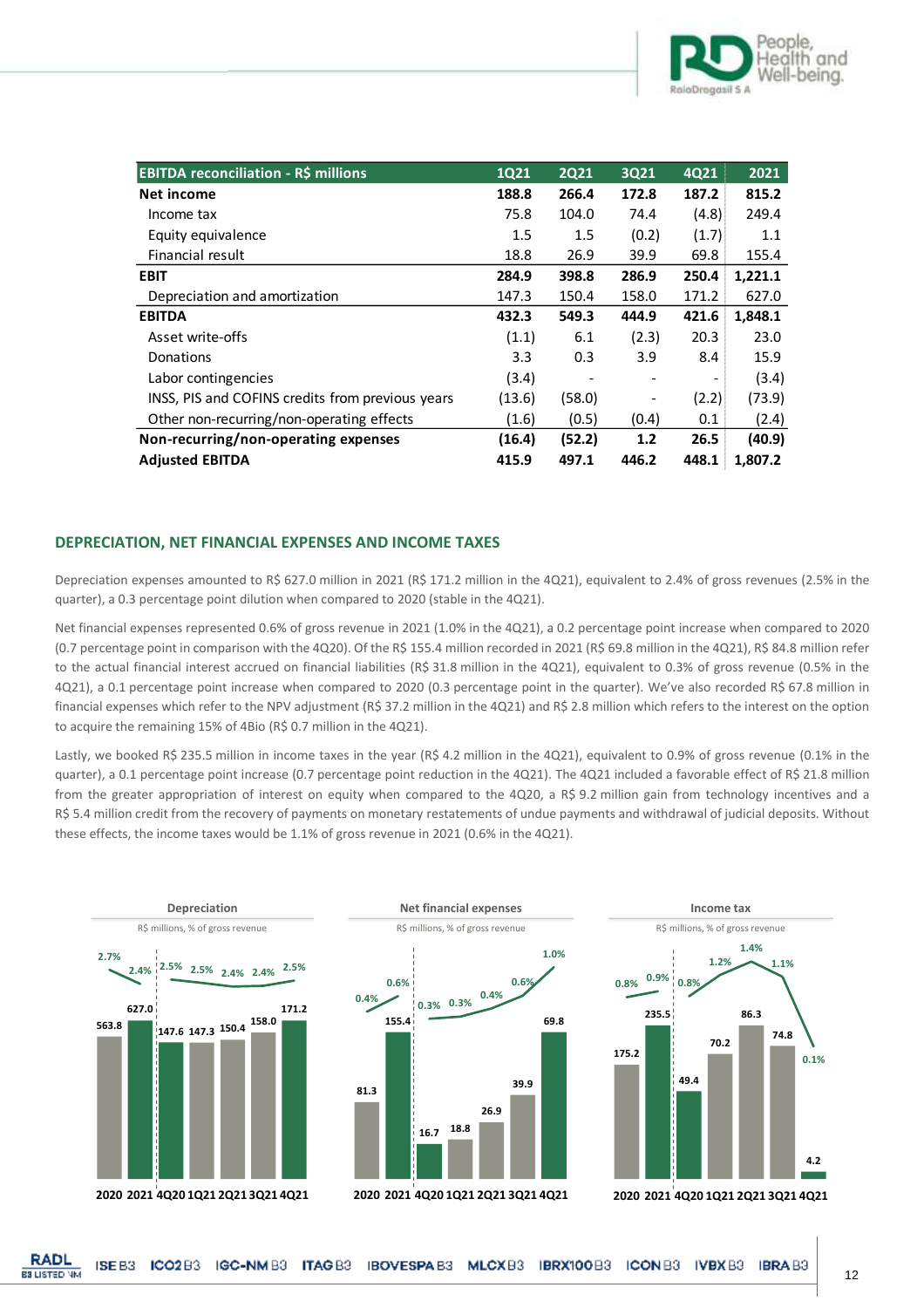| EBITDA reconciliation - R$ millions | 1Q21 | 2Q21 | 3Q21 | 4Q21 | 2021 |
|---|---|---|---|---|---|
| **Net income** | **188.8** | **266.4** | **172.8** | **187.2** | **815.2** |
| Income tax | 75.8 | 104.0 | 74.4 | (4.8) | 249.4 |
| Equity equivalence | 1.5 | 1.5 | (0.2) | (1.7) | 1.1 |
| Financial result | 18.8 | 26.9 | 39.9 | 69.8 | 155.4 |
| **EBIT** | **284.9** | **398.8** | **286.9** | **250.4** | **1,221.1** |
| Depreciation and amortization | 147.3 | 150.4 | 158.0 | 171.2 | 627.0 |
| **EBITDA** | **432.3** | **549.3** | **444.9** | **421.6** | **1,848.1** |
| Asset write-offs | (1.1) | 6.1 | (2.3) | 20.3 | 23.0 |
| Donations | 3.3 | 0.3 | 3.9 | 8.4 | 15.9 |
| Labor contingencies | (3.4) | - | - | - | (3.4) |
| INSS, PIS and COFINS credits from previous years | (13.6) | (58.0) | - | (2.2) | (73.9) |
| Other non-recurring/non-operating effects | (1.6) | (0.5) | (0.4) | 0.1 | (2.4) |
| **Non-recurring/non-operating expenses** | **(16.4)** | **(52.2)** | **1.2** | **26.5** | **(40.9)** |
| **Adjusted EBITDA** | **415.9** | **497.1** | **446.2** | **448.1** | **1,807.2** |

## DEPRECIATION, NET FINANCIAL EXPENSES AND INCOME TAXES

Depreciation expenses amounted to R$ 627.0 million in 2021 (R$ 171.2 million in the 4Q21), equivalent to 2.4% of gross revenues (2.5% in the quarter), a 0.3 percentage point dilution when compared to 2020 (stable in the 4Q21).

Net financial expenses represented 0.6% of gross revenue in 2021 (1.0% in the 4Q21), a 0.2 percentage point increase when compared to 2020 (0.7 percentage point in comparison with the 4Q20). Of the R$ 155.4 million recorded in 2021 (R$ 69.8 million in the 4Q21), R$ 84.8 million refer to the actual financial interest accrued on financial liabilities (R$ 31.8 million in the 4Q21), equivalent to 0.3% of gross revenue (0.5% in the 4Q21), a 0.1 percentage point increase when compared to 2020 (0.3 percentage point in the quarter). We've also recorded R$ 67.8 million in financial expenses which refer to the NPV adjustment (R$ 37.2 million in the 4Q21) and R$ 2.8 million which refers to the interest on the option to acquire the remaining 15% of 4Bio (R$ 0.7 million in the 4Q21).

Lastly, we booked R$ 235.5 million in income taxes in the year (R$ 4.2 million in the 4Q21), equivalent to 0.9% of gross revenue (0.1% in the quarter), a 0.1 percentage point increase (0.7 percentage point reduction in the 4Q21). The 4Q21 included a favorable effect of R$ 21.8 million from the greater appropriation of interest on equity when compared to the 4Q20, a R$ 9.2 million gain from technology incentives and a R$ 5.4 million credit from the recovery of payments on monetary restatements of undue payments and withdrawal of judicial deposits. Without these effects, the income taxes would be 1.1% of gross revenue in 2021 (0.6% in the 4Q21).

**Depreciation**
R$ millions, % of gross revenue

| | 2020 | 2021 | 4Q20 | 1Q21 | 2Q21 | 3Q21 | 4Q21 |
|---|---|---|---|---|---|---|---|
| R$ millions | 563.8 | 627.0 | 147.6 | 147.3 | 150.4 | 158.0 | 171.2 |
| % of gross revenue | 2.7% | 2.4% | 2.5% | 2.5% | 2.4% | 2.4% | 2.5% |

**Net financial expenses**
R$ millions, % of gross revenue

| | 2020 | 2021 | 4Q20 | 1Q21 | 2Q21 | 3Q21 | 4Q21 |
|---|---|---|---|---|---|---|---|
| R$ millions | 81.3 | 155.4 | 16.7 | 18.8 | 26.9 | 39.9 | 69.8 |
| % of gross revenue | 0.4% | 0.6% | 0.3% | 0.3% | 0.4% | 0.6% | 1.0% |

**Income tax**
R$ millions, % of gross revenue

| | 2020 | 2021 | 4Q20 | 1Q21 | 2Q21 | 3Q21 | 4Q21 |
|---|---|---|---|---|---|---|---|
| R$ millions | 175.2 | 235.5 | 49.4 | 70.2 | 86.3 | 74.8 | 4.2 |
| % of gross revenue | 0.8% | 0.9% | 0.8% | 1.2% | 1.4% | 1.1% | 0.1% |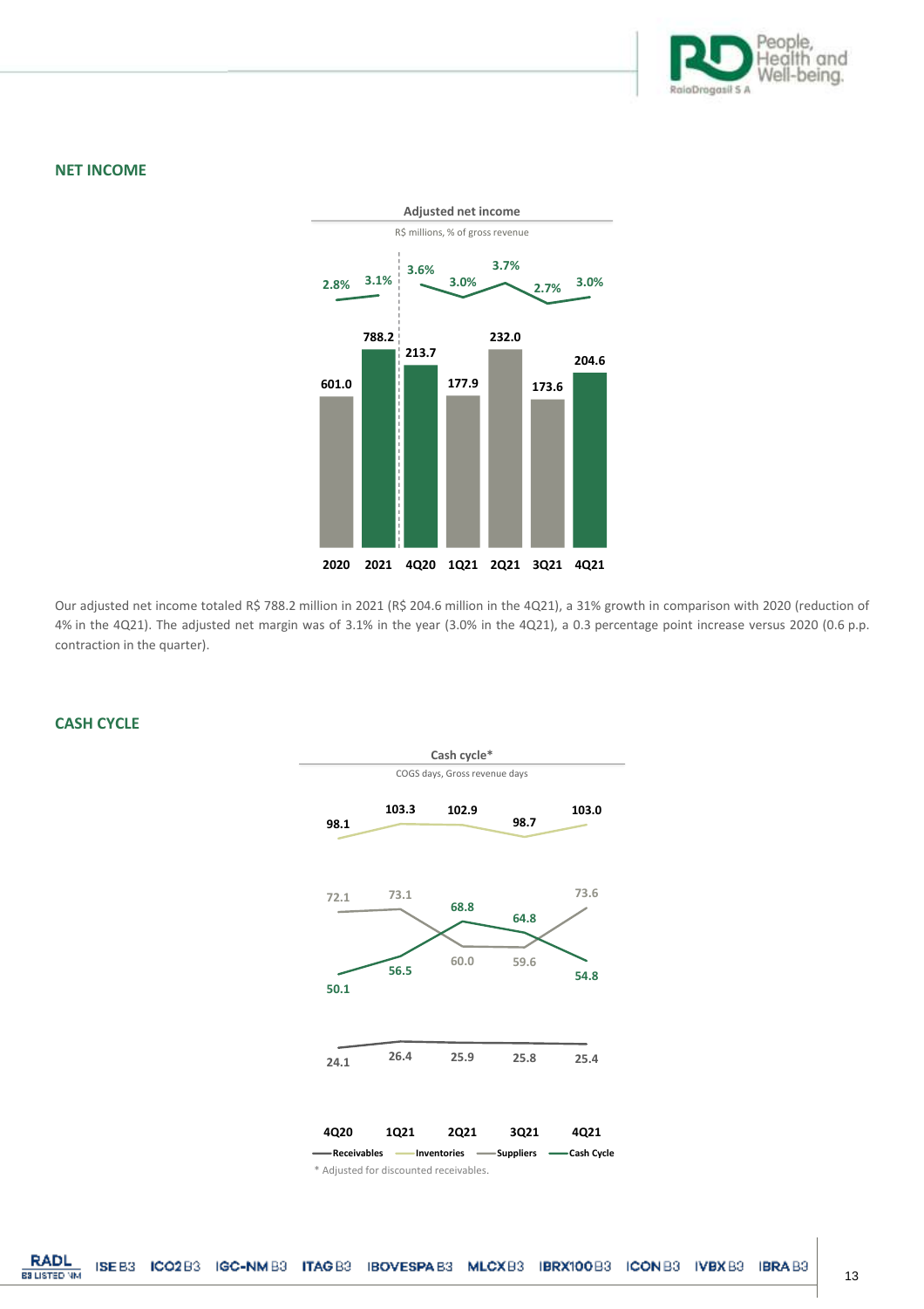## NET INCOME

**Adjusted net income**

R$ millions, % of gross revenue

| | 2020 | 2021 | 4Q20 | 1Q21 | 2Q21 | 3Q21 | 4Q21 |
|---|---|---|---|---|---|---|---|
| Adjusted net income | 601.0 | 788.2 | 213.7 | 177.9 | 232.0 | 173.6 | 204.6 |
| % of gross revenue | 2.8% | 3.1% | 3.6% | 3.0% | 3.7% | 2.7% | 3.0% |

Our adjusted net income totaled R$ 788.2 million in 2021 (R$ 204.6 million in the 4Q21), a 31% growth in comparison with 2020 (reduction of 4% in the 4Q21). The adjusted net margin was of 3.1% in the year (3.0% in the 4Q21), a 0.3 percentage point increase versus 2020 (0.6 p.p. contraction in the quarter).

## CASH CYCLE

**Cash cycle***

COGS days, Gross revenue days

| | 4Q20 | 1Q21 | 2Q21 | 3Q21 | 4Q21 |
|---|---|---|---|---|---|
| Receivables | 24.1 | 26.4 | 25.9 | 25.8 | 25.4 |
| Inventories | 98.1 | 103.3 | 102.9 | 98.7 | 103.0 |
| Suppliers | 72.1 | 73.1 | 60.0 | 59.6 | 73.6 |
| Cash Cycle | 50.1 | 56.5 | 68.8 | 64.8 | 54.8 |

* Adjusted for discounted receivables.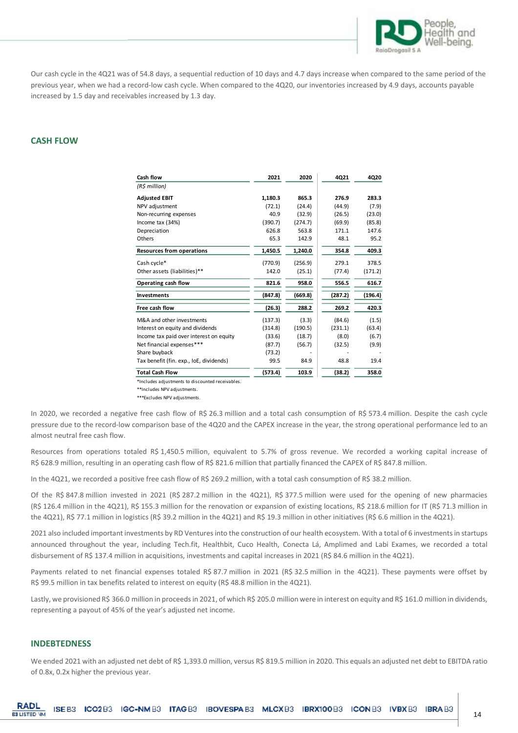Our cash cycle in the 4Q21 was of 54.8 days, a sequential reduction of 10 days and 4.7 days increase when compared to the same period of the previous year, when we had a record-low cash cycle. When compared to the 4Q20, our inventories increased by 4.9 days, accounts payable increased by 1.5 day and receivables increased by 1.3 day.

## CASH FLOW

| Cash flow | 2021 | 2020 | 4Q21 | 4Q20 |
|---|---|---|---|---|
| *(R$ million)* | | | | |
| **Adjusted EBIT** | **1,180.3** | **865.3** | **276.9** | **283.3** |
| NPV adjustment | (72.1) | (24.4) | (44.9) | (7.9) |
| Non-recurring expenses | 40.9 | (32.9) | (26.5) | (23.0) |
| Income tax (34%) | (390.7) | (274.7) | (69.9) | (85.8) |
| Depreciation | 626.8 | 563.8 | 171.1 | 147.6 |
| Others | 65.3 | 142.9 | 48.1 | 95.2 |
| **Resources from operations** | **1,450.5** | **1,240.0** | **354.8** | **409.3** |
| Cash cycle* | (770.9) | (256.9) | 279.1 | 378.5 |
| Other assets (liabilities)** | 142.0 | (25.1) | (77.4) | (171.2) |
| **Operating cash flow** | **821.6** | **958.0** | **556.5** | **616.7** |
| **Investments** | **(847.8)** | **(669.8)** | **(287.2)** | **(196.4)** |
| **Free cash flow** | **(26.3)** | **288.2** | **269.2** | **420.3** |
| M&A and other investments | (137.3) | (3.3) | (84.6) | (1.5) |
| Interest on equity and dividends | (314.8) | (190.5) | (231.1) | (63.4) |
| Income tax paid over interest on equity | (33.6) | (18.7) | (8.0) | (6.7) |
| Net financial expenses*** | (87.7) | (56.7) | (32.5) | (9.9) |
| Share buyback | (73.2) | - | - | - |
| Tax benefit (fin. exp., IoE, dividends) | 99.5 | 84.9 | 48.8 | 19.4 |
| **Total Cash Flow** | **(573.4)** | **103.9** | **(38.2)** | **358.0** |

*Includes adjustments to discounted receivables.
**Includes NPV adjustments.
***Excludes NPV adjustments.

In 2020, we recorded a negative free cash flow of R$ 26.3 million and a total cash consumption of R$ 573.4 million. Despite the cash cycle pressure due to the record-low comparison base of the 4Q20 and the CAPEX increase in the year, the strong operational performance led to an almost neutral free cash flow.

Resources from operations totaled R$ 1,450.5 million, equivalent to 5.7% of gross revenue. We recorded a working capital increase of R$ 628.9 million, resulting in an operating cash flow of R$ 821.6 million that partially financed the CAPEX of R$ 847.8 million.

In the 4Q21, we recorded a positive free cash flow of R$ 269.2 million, with a total cash consumption of R$ 38.2 million.

Of the R$ 847.8 million invested in 2021 (R$ 287.2 million in the 4Q21), R$ 377.5 million were used for the opening of new pharmacies (R$ 126.4 million in the 4Q21), R$ 155.3 million for the renovation or expansion of existing locations, R$ 218.6 million for IT (R$ 71.3 million in the 4Q21), R$ 77.1 million in logistics (R$ 39.2 million in the 4Q21) and R$ 19.3 million in other initiatives (R$ 6.6 million in the 4Q21).

2021 also included important investments by RD Ventures into the construction of our health ecosystem. With a total of 6 investments in startups announced throughout the year, including Tech.fit, Healthbit, Cuco Health, Conecta Lá, Amplimed and Labi Exames, we recorded a total disbursement of R$ 137.4 million in acquisitions, investments and capital increases in 2021 (R$ 84.6 million in the 4Q21).

Payments related to net financial expenses totaled R$ 87.7 million in 2021 (R$ 32.5 million in the 4Q21). These payments were offset by R$ 99.5 million in tax benefits related to interest on equity (R$ 48.8 million in the 4Q21).

Lastly, we provisioned R$ 366.0 million in proceeds in 2021, of which R$ 205.0 million were in interest on equity and R$ 161.0 million in dividends, representing a payout of 45% of the year's adjusted net income.

## INDEBTEDNESS

We ended 2021 with an adjusted net debt of R$ 1,393.0 million, versus R$ 819.5 million in 2020. This equals an adjusted net debt to EBITDA ratio of 0.8x, 0.2x higher the previous year.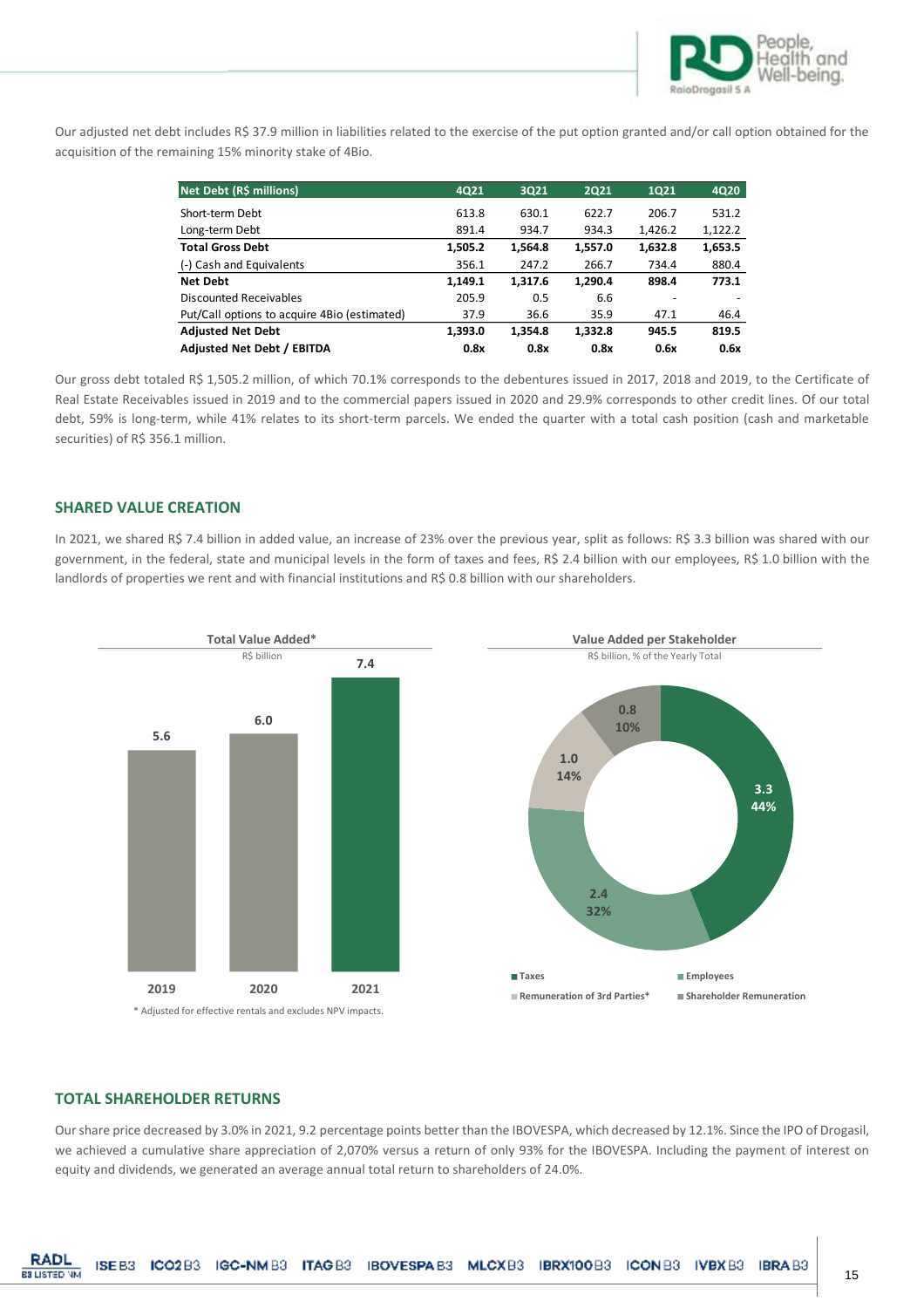Our adjusted net debt includes R$ 37.9 million in liabilities related to the exercise of the put option granted and/or call option obtained for the acquisition of the remaining 15% minority stake of 4Bio.

| Net Debt (R$ millions) | 4Q21 | 3Q21 | 2Q21 | 1Q21 | 4Q20 |
|---|---|---|---|---|---|
| Short-term Debt | 613.8 | 630.1 | 622.7 | 206.7 | 531.2 |
| Long-term Debt | 891.4 | 934.7 | 934.3 | 1,426.2 | 1,122.2 |
| **Total Gross Debt** | **1,505.2** | **1,564.8** | **1,557.0** | **1,632.8** | **1,653.5** |
| (-) Cash and Equivalents | 356.1 | 247.2 | 266.7 | 734.4 | 880.4 |
| **Net Debt** | **1,149.1** | **1,317.6** | **1,290.4** | **898.4** | **773.1** |
| Discounted Receivables | 205.9 | 0.5 | 6.6 | - | - |
| Put/Call options to acquire 4Bio (estimated) | 37.9 | 36.6 | 35.9 | 47.1 | 46.4 |
| **Adjusted Net Debt** | **1,393.0** | **1,354.8** | **1,332.8** | **945.5** | **819.5** |
| **Adjusted Net Debt / EBITDA** | **0.8x** | **0.8x** | **0.8x** | **0.6x** | **0.6x** |

Our gross debt totaled R$ 1,505.2 million, of which 70.1% corresponds to the debentures issued in 2017, 2018 and 2019, to the Certificate of Real Estate Receivables issued in 2019 and to the commercial papers issued in 2020 and 29.9% corresponds to other credit lines. Of our total debt, 59% is long-term, while 41% relates to its short-term parcels. We ended the quarter with a total cash position (cash and marketable securities) of R$ 356.1 million.

## SHARED VALUE CREATION

In 2021, we shared R$ 7.4 billion in added value, an increase of 23% over the previous year, split as follows: R$ 3.3 billion was shared with our government, in the federal, state and municipal levels in the form of taxes and fees, R$ 2.4 billion with our employees, R$ 1.0 billion with the landlords of properties we rent and with financial institutions and R$ 0.8 billion with our shareholders.

**Total Value Added***

R$ billion

| 2019 | 2020 | 2021 |
|---|---|---|
| 5.6 | 6.0 | 7.4 |

\* Adjusted for effective rentals and excludes NPV impacts.

**Value Added per Stakeholder**

R$ billion, % of the Yearly Total

| Stakeholder | R$ billion | % |
|---|---|---|
| Taxes | 3.3 | 44% |
| Employees | 2.4 | 32% |
| Remuneration of 3rd Parties* | 1.0 | 14% |
| Shareholder Remuneration | 0.8 | 10% |

## TOTAL SHAREHOLDER RETURNS

Our share price decreased by 3.0% in 2021, 9.2 percentage points better than the IBOVESPA, which decreased by 12.1%. Since the IPO of Drogasil, we achieved a cumulative share appreciation of 2,070% versus a return of only 93% for the IBOVESPA. Including the payment of interest on equity and dividends, we generated an average annual total return to shareholders of 24.0%.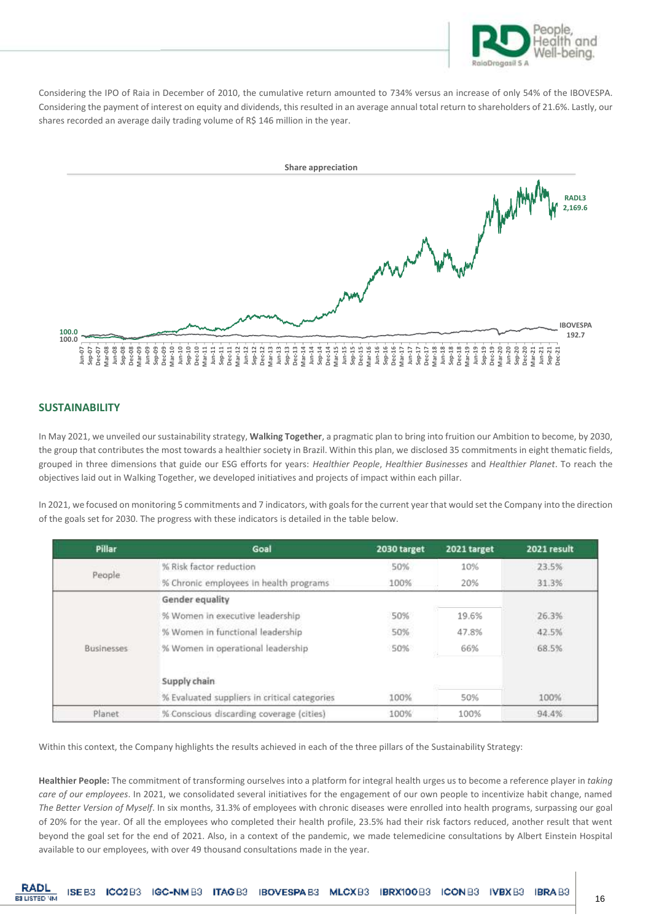Considering the IPO of Raia in December of 2010, the cumulative return amounted to 734% versus an increase of only 54% of the IBOVESPA. Considering the payment of interest on equity and dividends, this resulted in an average annual total return to shareholders of 21.6%. Lastly, our shares recorded an average daily trading volume of R$ 146 million in the year.

**Share appreciation**

RADL3 2,169.6

IBOVESPA 192.7

100.0

100.0

## SUSTAINABILITY

In May 2021, we unveiled our sustainability strategy, **Walking Together**, a pragmatic plan to bring into fruition our Ambition to become, by 2030, the group that contributes the most towards a healthier society in Brazil. Within this plan, we disclosed 35 commitments in eight thematic fields, grouped in three dimensions that guide our ESG efforts for years: *Healthier People*, *Healthier Businesses* and *Healthier Planet*. To reach the objectives laid out in Walking Together, we developed initiatives and projects of impact within each pillar.

In 2021, we focused on monitoring 5 commitments and 7 indicators, with goals for the current year that would set the Company into the direction of the goals set for 2030. The progress with these indicators is detailed in the table below.

| Pillar | Goal | 2030 target | 2021 target | 2021 result |
|---|---|---|---|---|
| People | % Risk factor reduction | 50% | 10% | 23.5% |
| | % Chronic employees in health programs | 100% | 20% | 31.3% |
| Businesses | **Gender equality** | | | |
| | % Women in executive leadership | 50% | 19.6% | 26.3% |
| | % Women in functional leadership | 50% | 47.8% | 42.5% |
| | % Women in operational leadership | 50% | 66% | 68.5% |
| | **Supply chain** | | | |
| | % Evaluated suppliers in critical categories | 100% | 50% | 100% |
| Planet | % Conscious discarding coverage (cities) | 100% | 100% | 94.4% |

Within this context, the Company highlights the results achieved in each of the three pillars of the Sustainability Strategy:

**Healthier People:** The commitment of transforming ourselves into a platform for integral health urges us to become a reference player in *taking care of our employees*. In 2021, we consolidated several initiatives for the engagement of our own people to incentivize habit change, named *The Better Version of Myself*. In six months, 31.3% of employees with chronic diseases were enrolled into health programs, surpassing our goal of 20% for the year. Of all the employees who completed their health profile, 23.5% had their risk factors reduced, another result that went beyond the goal set for the end of 2021. Also, in a context of the pandemic, we made telemedicine consultations by Albert Einstein Hospital available to our employees, with over 49 thousand consultations made in the year.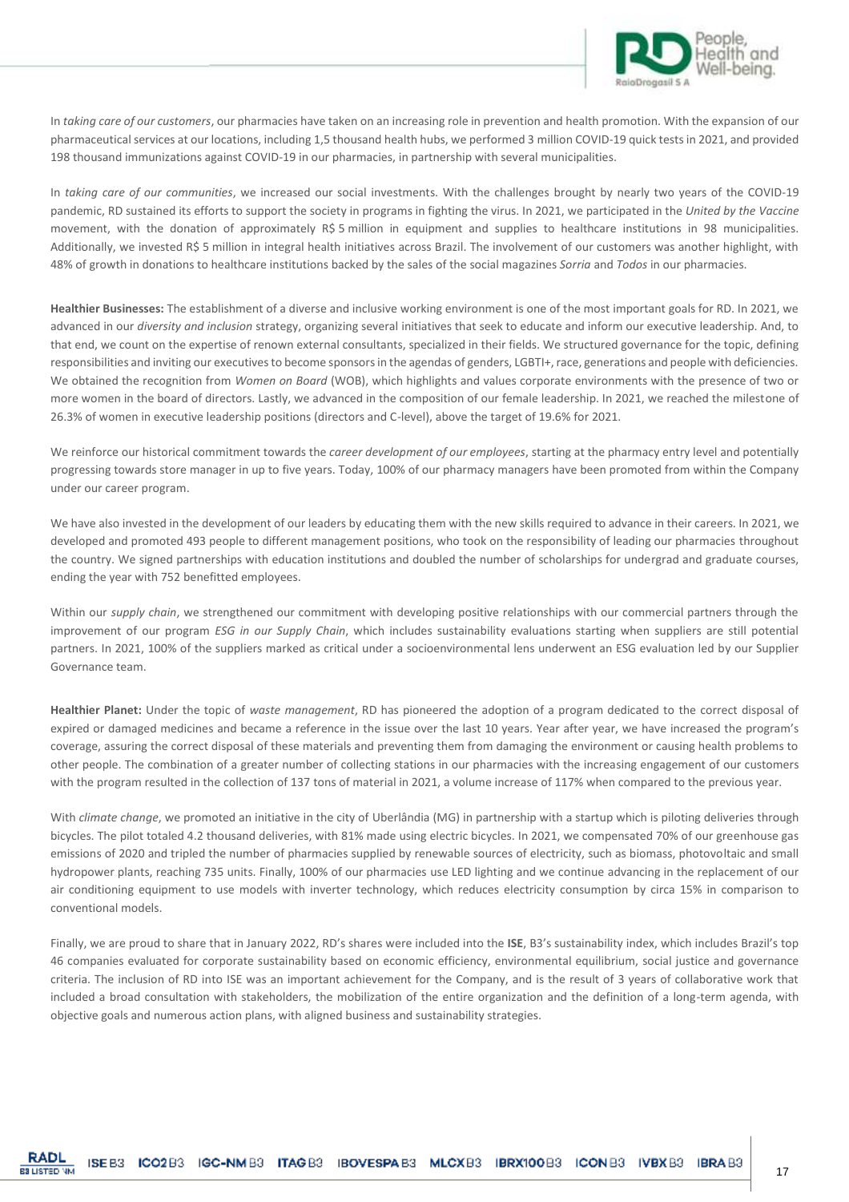In *taking care of our customers*, our pharmacies have taken on an increasing role in prevention and health promotion. With the expansion of our pharmaceutical services at our locations, including 1,5 thousand health hubs, we performed 3 million COVID-19 quick tests in 2021, and provided 198 thousand immunizations against COVID-19 in our pharmacies, in partnership with several municipalities.

In *taking care of our communities*, we increased our social investments. With the challenges brought by nearly two years of the COVID-19 pandemic, RD sustained its efforts to support the society in programs in fighting the virus. In 2021, we participated in the *United by the Vaccine* movement, with the donation of approximately R$ 5 million in equipment and supplies to healthcare institutions in 98 municipalities. Additionally, we invested R$ 5 million in integral health initiatives across Brazil. The involvement of our customers was another highlight, with 48% of growth in donations to healthcare institutions backed by the sales of the social magazines *Sorria* and *Todos* in our pharmacies.

**Healthier Businesses:** The establishment of a diverse and inclusive working environment is one of the most important goals for RD. In 2021, we advanced in our *diversity and inclusion* strategy, organizing several initiatives that seek to educate and inform our executive leadership. And, to that end, we count on the expertise of renown external consultants, specialized in their fields. We structured governance for the topic, defining responsibilities and inviting our executives to become sponsors in the agendas of genders, LGBTI+, race, generations and people with deficiencies. We obtained the recognition from *Women on Board* (WOB), which highlights and values corporate environments with the presence of two or more women in the board of directors. Lastly, we advanced in the composition of our female leadership. In 2021, we reached the milestone of 26.3% of women in executive leadership positions (directors and C-level), above the target of 19.6% for 2021.

We reinforce our historical commitment towards the *career development of our employees*, starting at the pharmacy entry level and potentially progressing towards store manager in up to five years. Today, 100% of our pharmacy managers have been promoted from within the Company under our career program.

We have also invested in the development of our leaders by educating them with the new skills required to advance in their careers. In 2021, we developed and promoted 493 people to different management positions, who took on the responsibility of leading our pharmacies throughout the country. We signed partnerships with education institutions and doubled the number of scholarships for undergrad and graduate courses, ending the year with 752 benefitted employees.

Within our *supply chain*, we strengthened our commitment with developing positive relationships with our commercial partners through the improvement of our program *ESG in our Supply Chain*, which includes sustainability evaluations starting when suppliers are still potential partners. In 2021, 100% of the suppliers marked as critical under a socioenvironmental lens underwent an ESG evaluation led by our Supplier Governance team.

**Healthier Planet:** Under the topic of *waste management*, RD has pioneered the adoption of a program dedicated to the correct disposal of expired or damaged medicines and became a reference in the issue over the last 10 years. Year after year, we have increased the program's coverage, assuring the correct disposal of these materials and preventing them from damaging the environment or causing health problems to other people. The combination of a greater number of collecting stations in our pharmacies with the increasing engagement of our customers with the program resulted in the collection of 137 tons of material in 2021, a volume increase of 117% when compared to the previous year.

With *climate change*, we promoted an initiative in the city of Uberlândia (MG) in partnership with a startup which is piloting deliveries through bicycles. The pilot totaled 4.2 thousand deliveries, with 81% made using electric bicycles. In 2021, we compensated 70% of our greenhouse gas emissions of 2020 and tripled the number of pharmacies supplied by renewable sources of electricity, such as biomass, photovoltaic and small hydropower plants, reaching 735 units. Finally, 100% of our pharmacies use LED lighting and we continue advancing in the replacement of our air conditioning equipment to use models with inverter technology, which reduces electricity consumption by circa 15% in comparison to conventional models.

Finally, we are proud to share that in January 2022, RD's shares were included into the **ISE**, B3's sustainability index, which includes Brazil's top 46 companies evaluated for corporate sustainability based on economic efficiency, environmental equilibrium, social justice and governance criteria. The inclusion of RD into ISE was an important achievement for the Company, and is the result of 3 years of collaborative work that included a broad consultation with stakeholders, the mobilization of the entire organization and the definition of a long-term agenda, with objective goals and numerous action plans, with aligned business and sustainability strategies.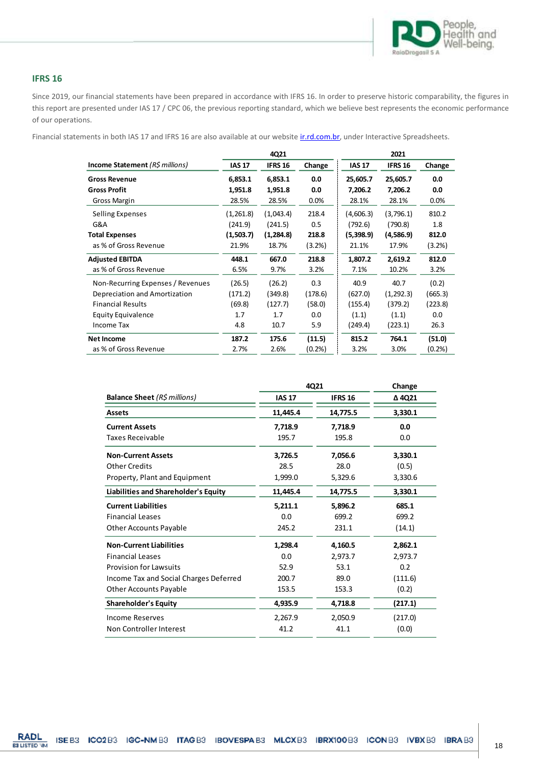## IFRS 16

Since 2019, our financial statements have been prepared in accordance with IFRS 16. In order to preserve historic comparability, the figures in this report are presented under IAS 17 / CPC 06, the previous reporting standard, which we believe best represents the economic performance of our operations.

Financial statements in both IAS 17 and IFRS 16 are also available at our website ir.rd.com.br, under Interactive Spreadsheets.

| Income Statement *(R$ millions)* | 4Q21 | | | 2021 | | |
|---|---|---|---|---|---|---|
| | **IAS 17** | **IFRS 16** | **Change** | **IAS 17** | **IFRS 16** | **Change** |
| **Gross Revenue** | **6,853.1** | **6,853.1** | **0.0** | **25,605.7** | **25,605.7** | **0.0** |
| **Gross Profit** | **1,951.8** | **1,951.8** | **0.0** | **7,206.2** | **7,206.2** | **0.0** |
| Gross Margin | 28.5% | 28.5% | 0.0% | 28.1% | 28.1% | 0.0% |
| Selling Expenses | (1,261.8) | (1,043.4) | 218.4 | (4,606.3) | (3,796.1) | 810.2 |
| G&A | (241.9) | (241.5) | 0.5 | (792.6) | (790.8) | 1.8 |
| **Total Expenses** | **(1,503.7)** | **(1,284.8)** | **218.8** | **(5,398.9)** | **(4,586.9)** | **812.0** |
| as % of Gross Revenue | 21.9% | 18.7% | (3.2%) | 21.1% | 17.9% | (3.2%) |
| **Adjusted EBITDA** | **448.1** | **667.0** | **218.8** | **1,807.2** | **2,619.2** | **812.0** |
| as % of Gross Revenue | 6.5% | 9.7% | 3.2% | 7.1% | 10.2% | 3.2% |
| Non-Recurring Expenses / Revenues | (26.5) | (26.2) | 0.3 | 40.9 | 40.7 | (0.2) |
| Depreciation and Amortization | (171.2) | (349.8) | (178.6) | (627.0) | (1,292.3) | (665.3) |
| Financial Results | (69.8) | (127.7) | (58.0) | (155.4) | (379.2) | (223.8) |
| Equity Equivalence | 1.7 | 1.7 | 0.0 | (1.1) | (1.1) | 0.0 |
| Income Tax | 4.8 | 10.7 | 5.9 | (249.4) | (223.1) | 26.3 |
| **Net Income** | **187.2** | **175.6** | **(11.5)** | **815.2** | **764.1** | **(51.0)** |
| as % of Gross Revenue | 2.7% | 2.6% | (0.2%) | 3.2% | 3.0% | (0.2%) |

| Balance Sheet *(R$ millions)* | 4Q21 | | Change |
|---|---|---|---|
| | **IAS 17** | **IFRS 16** | **Δ 4Q21** |
| **Assets** | **11,445.4** | **14,775.5** | **3,330.1** |
| **Current Assets** | **7,718.9** | **7,718.9** | **0.0** |
| Taxes Receivable | 195.7 | 195.8 | 0.0 |
| **Non-Current Assets** | **3,726.5** | **7,056.6** | **3,330.1** |
| Other Credits | 28.5 | 28.0 | (0.5) |
| Property, Plant and Equipment | 1,999.0 | 5,329.6 | 3,330.6 |
| **Liabilities and Shareholder's Equity** | **11,445.4** | **14,775.5** | **3,330.1** |
| **Current Liabilities** | **5,211.1** | **5,896.2** | **685.1** |
| Financial Leases | 0.0 | 699.2 | 699.2 |
| Other Accounts Payable | 245.2 | 231.1 | (14.1) |
| **Non-Current Liabilities** | **1,298.4** | **4,160.5** | **2,862.1** |
| Financial Leases | 0.0 | 2,973.7 | 2,973.7 |
| Provision for Lawsuits | 52.9 | 53.1 | 0.2 |
| Income Tax and Social Charges Deferred | 200.7 | 89.0 | (111.6) |
| Other Accounts Payable | 153.5 | 153.3 | (0.2) |
| **Shareholder's Equity** | **4,935.9** | **4,718.8** | **(217.1)** |
| Income Reserves | 2,267.9 | 2,050.9 | (217.0) |
| Non Controller Interest | 41.2 | 41.1 | (0.0) |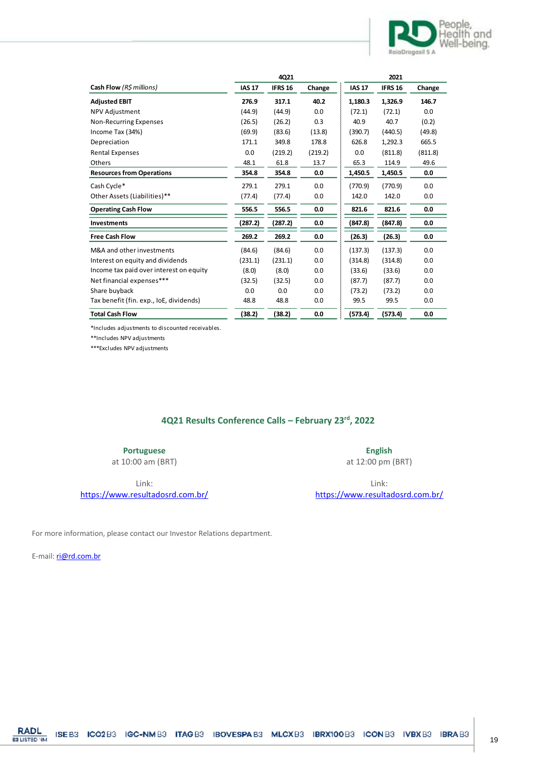| Cash Flow *(R$ millions)* | 4Q21 | | | 2021 | | |
|---|---|---|---|---|---|---|
| | IAS 17 | IFRS 16 | Change | IAS 17 | IFRS 16 | Change |
| **Adjusted EBIT** | **276.9** | **317.1** | **40.2** | **1,180.3** | **1,326.9** | **146.7** |
| NPV Adjustment | (44.9) | (44.9) | 0.0 | (72.1) | (72.1) | 0.0 |
| Non-Recurring Expenses | (26.5) | (26.2) | 0.3 | 40.9 | 40.7 | (0.2) |
| Income Tax (34%) | (69.9) | (83.6) | (13.8) | (390.7) | (440.5) | (49.8) |
| Depreciation | 171.1 | 349.8 | 178.8 | 626.8 | 1,292.3 | 665.5 |
| Rental Expenses | 0.0 | (219.2) | (219.2) | 0.0 | (811.8) | (811.8) |
| Others | 48.1 | 61.8 | 13.7 | 65.3 | 114.9 | 49.6 |
| **Resources from Operations** | **354.8** | **354.8** | **0.0** | **1,450.5** | **1,450.5** | **0.0** |
| Cash Cycle* | 279.1 | 279.1 | 0.0 | (770.9) | (770.9) | 0.0 |
| Other Assets (Liabilities)** | (77.4) | (77.4) | 0.0 | 142.0 | 142.0 | 0.0 |
| **Operating Cash Flow** | **556.5** | **556.5** | **0.0** | **821.6** | **821.6** | **0.0** |
| **Investments** | **(287.2)** | **(287.2)** | **0.0** | **(847.8)** | **(847.8)** | **0.0** |
| **Free Cash Flow** | **269.2** | **269.2** | **0.0** | **(26.3)** | **(26.3)** | **0.0** |
| M&A and other investments | (84.6) | (84.6) | 0.0 | (137.3) | (137.3) | 0.0 |
| Interest on equity and dividends | (231.1) | (231.1) | 0.0 | (314.8) | (314.8) | 0.0 |
| Income tax paid over interest on equity | (8.0) | (8.0) | 0.0 | (33.6) | (33.6) | 0.0 |
| Net financial expenses*** | (32.5) | (32.5) | 0.0 | (87.7) | (87.7) | 0.0 |
| Share buyback | 0.0 | 0.0 | 0.0 | (73.2) | (73.2) | 0.0 |
| Tax benefit (fin. exp., IoE, dividends) | 48.8 | 48.8 | 0.0 | 99.5 | 99.5 | 0.0 |
| **Total Cash Flow** | **(38.2)** | **(38.2)** | **0.0** | **(573.4)** | **(573.4)** | **0.0** |

*Includes adjustments to discounted receivables.

**Includes NPV adjustments

***Excludes NPV adjustments

## 4Q21 Results Conference Calls – February 23rd, 2022

**Portuguese**
at 10:00 am (BRT)

Link:
https://www.resultadosrd.com.br/

**English**
at 12:00 pm (BRT)

Link:
https://www.resultadosrd.com.br/

For more information, please contact our Investor Relations department.

E-mail: ri@rd.com.br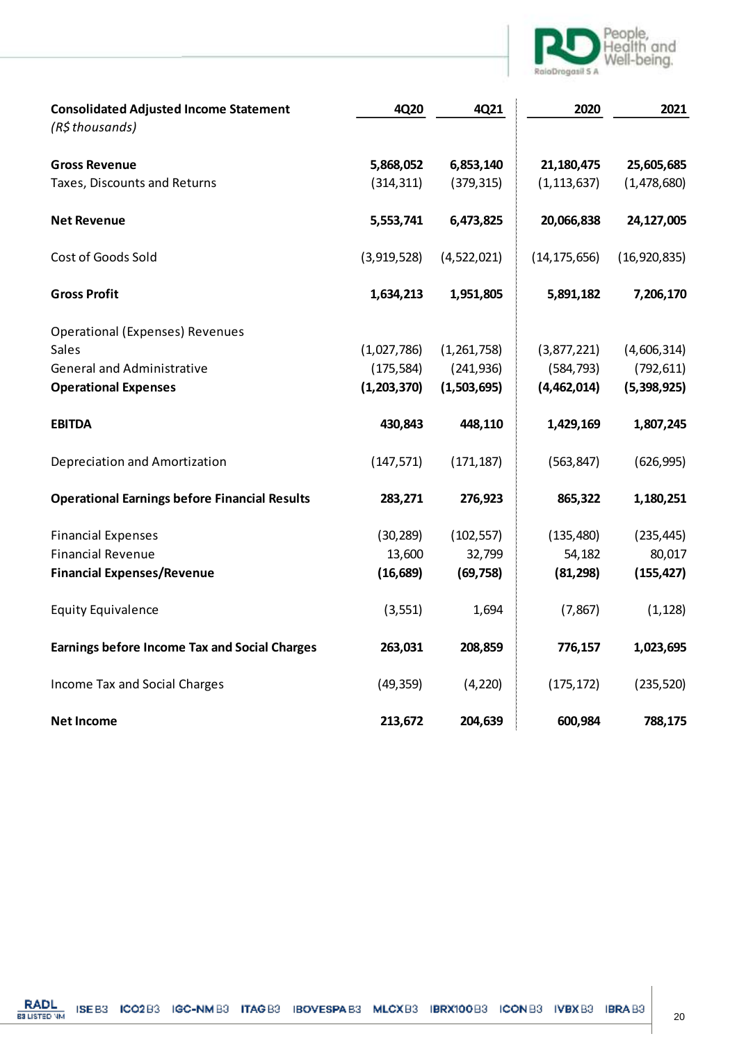| **Consolidated Adjusted Income Statement** *(R$ thousands)* | **4Q20** | **4Q21** | **2020** | **2021** |
|---|---|---|---|---|
| **Gross Revenue** | **5,868,052** | **6,853,140** | **21,180,475** | **25,605,685** |
| Taxes, Discounts and Returns | (314,311) | (379,315) | (1,113,637) | (1,478,680) |
| **Net Revenue** | **5,553,741** | **6,473,825** | **20,066,838** | **24,127,005** |
| Cost of Goods Sold | (3,919,528) | (4,522,021) | (14,175,656) | (16,920,835) |
| **Gross Profit** | **1,634,213** | **1,951,805** | **5,891,182** | **7,206,170** |
| Operational (Expenses) Revenues | | | | |
| Sales | (1,027,786) | (1,261,758) | (3,877,221) | (4,606,314) |
| General and Administrative | (175,584) | (241,936) | (584,793) | (792,611) |
| **Operational Expenses** | **(1,203,370)** | **(1,503,695)** | **(4,462,014)** | **(5,398,925)** |
| **EBITDA** | **430,843** | **448,110** | **1,429,169** | **1,807,245** |
| Depreciation and Amortization | (147,571) | (171,187) | (563,847) | (626,995) |
| **Operational Earnings before Financial Results** | **283,271** | **276,923** | **865,322** | **1,180,251** |
| Financial Expenses | (30,289) | (102,557) | (135,480) | (235,445) |
| Financial Revenue | 13,600 | 32,799 | 54,182 | 80,017 |
| **Financial Expenses/Revenue** | **(16,689)** | **(69,758)** | **(81,298)** | **(155,427)** |
| Equity Equivalence | (3,551) | 1,694 | (7,867) | (1,128) |
| **Earnings before Income Tax and Social Charges** | **263,031** | **208,859** | **776,157** | **1,023,695** |
| Income Tax and Social Charges | (49,359) | (4,220) | (175,172) | (235,520) |
| **Net Income** | **213,672** | **204,639** | **600,984** | **788,175** |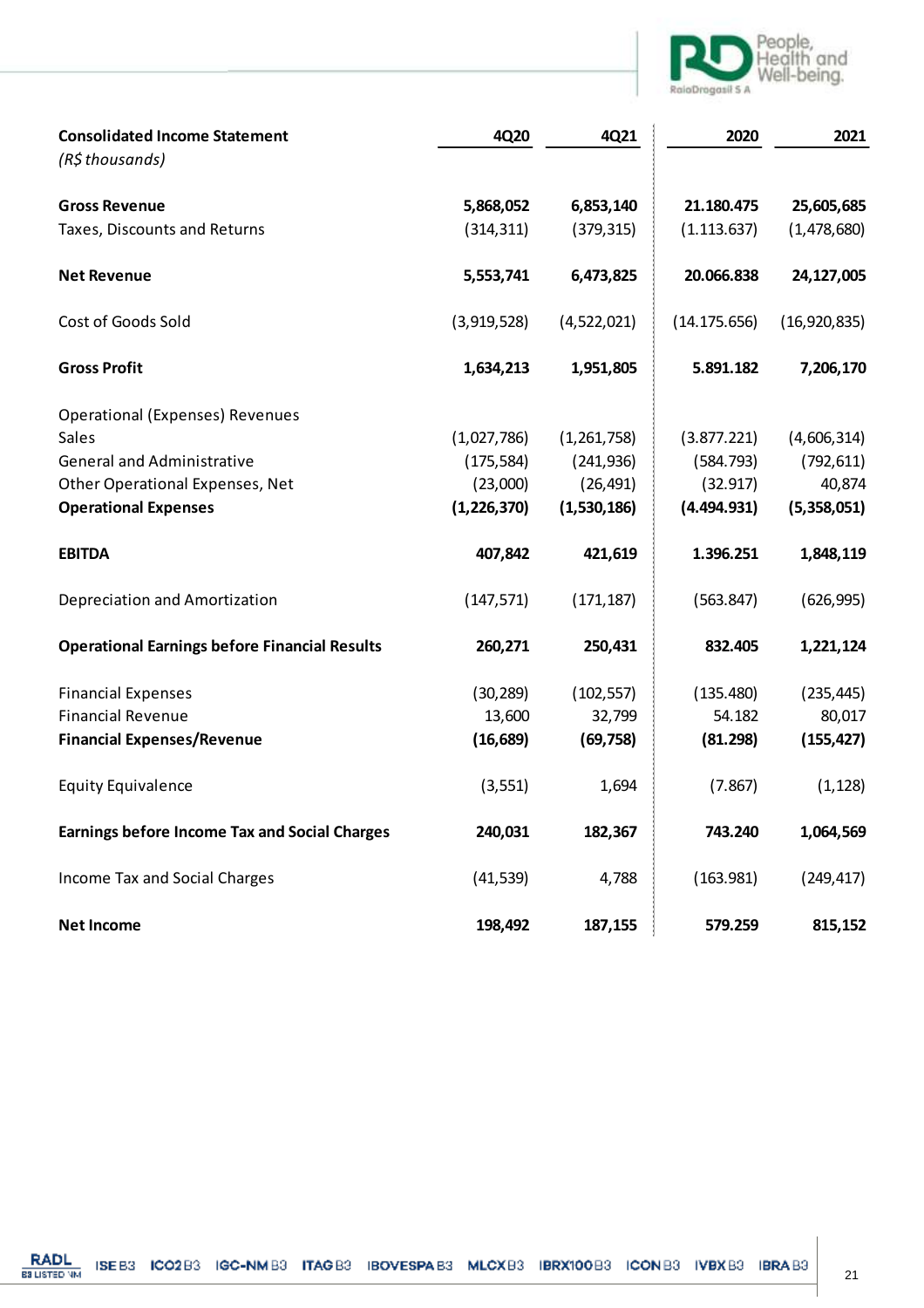| **Consolidated Income Statement** *(R$ thousands)* | **4Q20** | **4Q21** | **2020** | **2021** |
|---|---|---|---|---|
| **Gross Revenue** | **5,868,052** | **6,853,140** | **21.180.475** | **25,605,685** |
| Taxes, Discounts and Returns | (314,311) | (379,315) | (1.113.637) | (1,478,680) |
| **Net Revenue** | **5,553,741** | **6,473,825** | **20.066.838** | **24,127,005** |
| Cost of Goods Sold | (3,919,528) | (4,522,021) | (14.175.656) | (16,920,835) |
| **Gross Profit** | **1,634,213** | **1,951,805** | **5.891.182** | **7,206,170** |
| Operational (Expenses) Revenues | | | | |
| Sales | (1,027,786) | (1,261,758) | (3.877.221) | (4,606,314) |
| General and Administrative | (175,584) | (241,936) | (584.793) | (792,611) |
| Other Operational Expenses, Net | (23,000) | (26,491) | (32.917) | 40,874 |
| **Operational Expenses** | **(1,226,370)** | **(1,530,186)** | **(4.494.931)** | **(5,358,051)** |
| **EBITDA** | **407,842** | **421,619** | **1.396.251** | **1,848,119** |
| Depreciation and Amortization | (147,571) | (171,187) | (563.847) | (626,995) |
| **Operational Earnings before Financial Results** | **260,271** | **250,431** | **832.405** | **1,221,124** |
| Financial Expenses | (30,289) | (102,557) | (135.480) | (235,445) |
| Financial Revenue | 13,600 | 32,799 | 54.182 | 80,017 |
| **Financial Expenses/Revenue** | **(16,689)** | **(69,758)** | **(81.298)** | **(155,427)** |
| Equity Equivalence | (3,551) | 1,694 | (7.867) | (1,128) |
| **Earnings before Income Tax and Social Charges** | **240,031** | **182,367** | **743.240** | **1,064,569** |
| Income Tax and Social Charges | (41,539) | 4,788 | (163.981) | (249,417) |
| **Net Income** | **198,492** | **187,155** | **579.259** | **815,152** |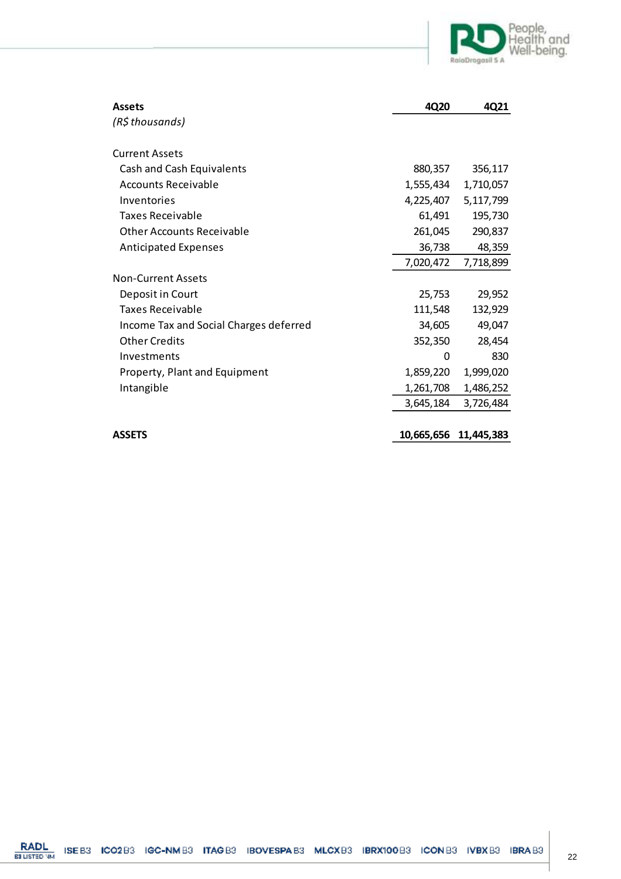| **Assets** | **4Q20** | **4Q21** |
|---|---|---|
| *(R$ thousands)* | | |
| | | |
| Current Assets | | |
| Cash and Cash Equivalents | 880,357 | 356,117 |
| Accounts Receivable | 1,555,434 | 1,710,057 |
| Inventories | 4,225,407 | 5,117,799 |
| Taxes Receivable | 61,491 | 195,730 |
| Other Accounts Receivable | 261,045 | 290,837 |
| Anticipated Expenses | 36,738 | 48,359 |
| | 7,020,472 | 7,718,899 |
| Non-Current Assets | | |
| Deposit in Court | 25,753 | 29,952 |
| Taxes Receivable | 111,548 | 132,929 |
| Income Tax and Social Charges deferred | 34,605 | 49,047 |
| Other Credits | 352,350 | 28,454 |
| Investments | 0 | 830 |
| Property, Plant and Equipment | 1,859,220 | 1,999,020 |
| Intangible | 1,261,708 | 1,486,252 |
| | 3,645,184 | 3,726,484 |
| | | |
| **ASSETS** | **10,665,656** | **11,445,383** |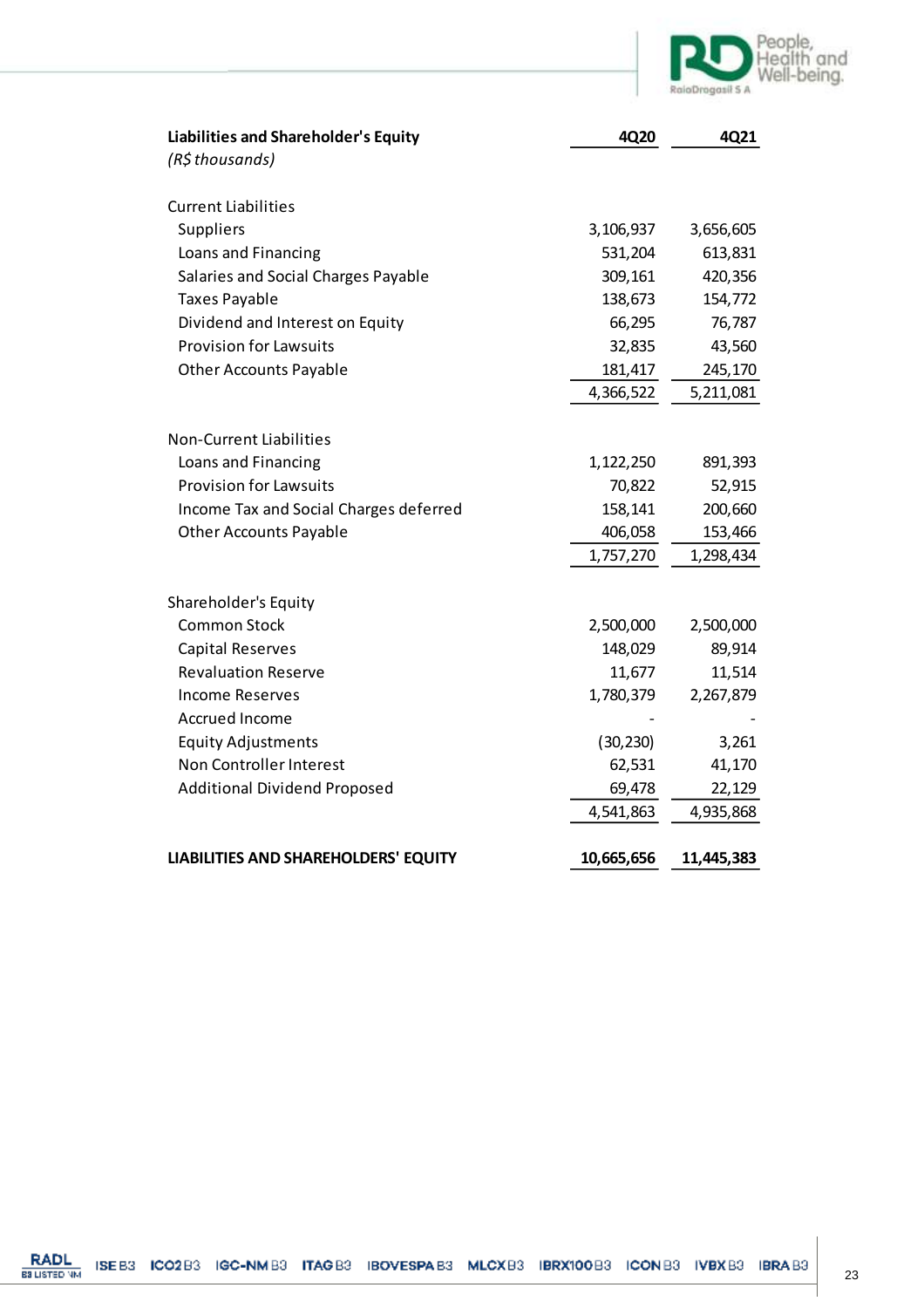| **Liabilities and Shareholder's Equity** *(R$ thousands)* | **4Q20** | **4Q21** |
|---|---|---|
| Current Liabilities | | |
| Suppliers | 3,106,937 | 3,656,605 |
| Loans and Financing | 531,204 | 613,831 |
| Salaries and Social Charges Payable | 309,161 | 420,356 |
| Taxes Payable | 138,673 | 154,772 |
| Dividend and Interest on Equity | 66,295 | 76,787 |
| Provision for Lawsuits | 32,835 | 43,560 |
| Other Accounts Payable | 181,417 | 245,170 |
| | 4,366,522 | 5,211,081 |
| Non-Current Liabilities | | |
| Loans and Financing | 1,122,250 | 891,393 |
| Provision for Lawsuits | 70,822 | 52,915 |
| Income Tax and Social Charges deferred | 158,141 | 200,660 |
| Other Accounts Payable | 406,058 | 153,466 |
| | 1,757,270 | 1,298,434 |
| Shareholder's Equity | | |
| Common Stock | 2,500,000 | 2,500,000 |
| Capital Reserves | 148,029 | 89,914 |
| Revaluation Reserve | 11,677 | 11,514 |
| Income Reserves | 1,780,379 | 2,267,879 |
| Accrued Income | - | - |
| Equity Adjustments | (30,230) | 3,261 |
| Non Controller Interest | 62,531 | 41,170 |
| Additional Dividend Proposed | 69,478 | 22,129 |
| | 4,541,863 | 4,935,868 |
| **LIABILITIES AND SHAREHOLDERS' EQUITY** | **10,665,656** | **11,445,383** |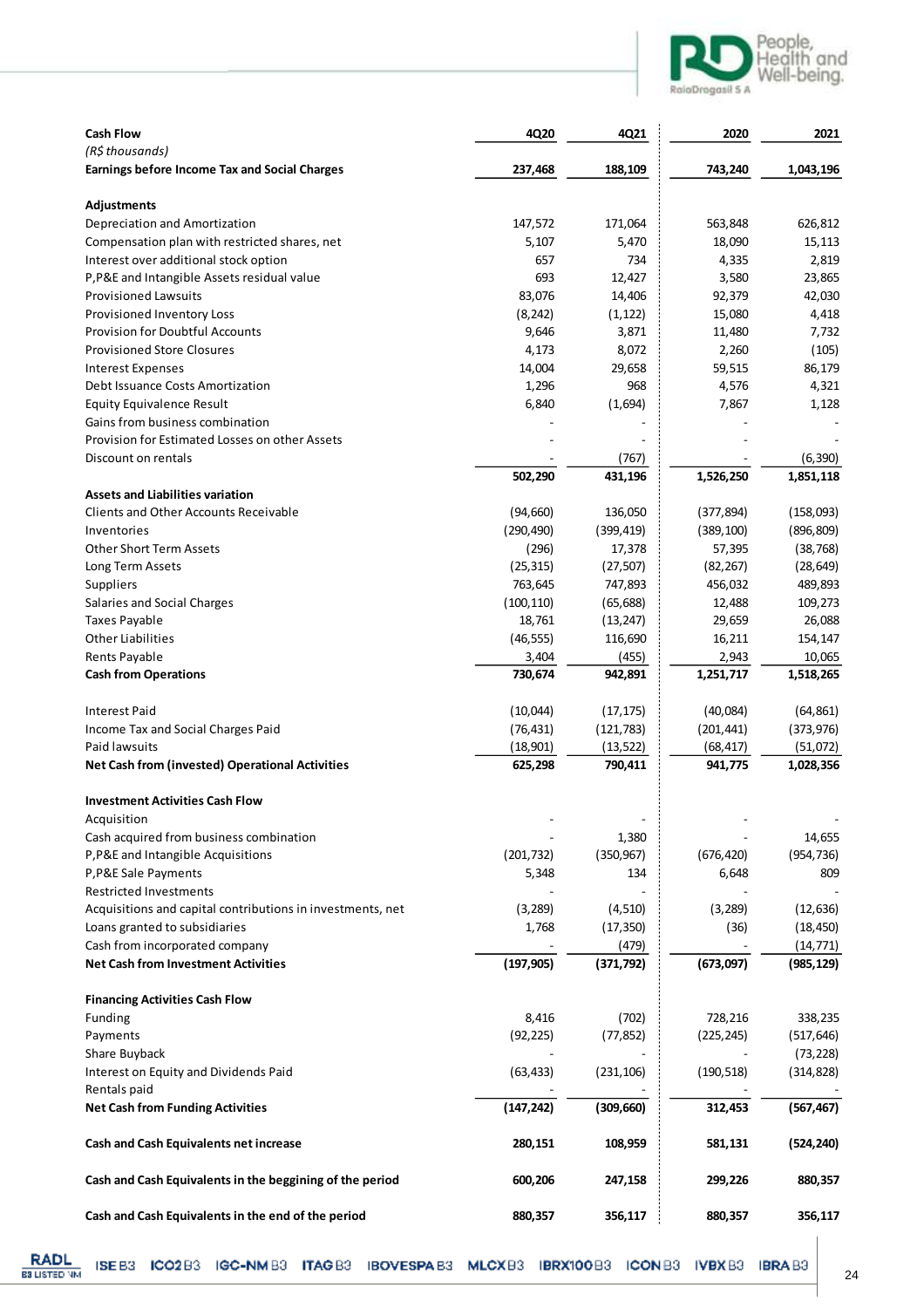| Cash Flow<br>*(R$ thousands)* | 4Q20 | 4Q21 | 2020 | 2021 |
|---|---|---|---|---|
| **Earnings before Income Tax and Social Charges** | **237,468** | **188,109** | **743,240** | **1,043,196** |
| | | | | |
| **Adjustments** | | | | |
| Depreciation and Amortization | 147,572 | 171,064 | 563,848 | 626,812 |
| Compensation plan with restricted shares, net | 5,107 | 5,470 | 18,090 | 15,113 |
| Interest over additional stock option | 657 | 734 | 4,335 | 2,819 |
| P,P&E and Intangible Assets residual value | 693 | 12,427 | 3,580 | 23,865 |
| Provisioned Lawsuits | 83,076 | 14,406 | 92,379 | 42,030 |
| Provisioned Inventory Loss | (8,242) | (1,122) | 15,080 | 4,418 |
| Provision for Doubtful Accounts | 9,646 | 3,871 | 11,480 | 7,732 |
| Provisioned Store Closures | 4,173 | 8,072 | 2,260 | (105) |
| Interest Expenses | 14,004 | 29,658 | 59,515 | 86,179 |
| Debt Issuance Costs Amortization | 1,296 | 968 | 4,576 | 4,321 |
| Equity Equivalence Result | 6,840 | (1,694) | 7,867 | 1,128 |
| Gains from business combination | - | - | - | - |
| Provision for Estimated Losses on other Assets | - | - | - | - |
| Discount on rentals | - | (767) | - | (6,390) |
| | **502,290** | **431,196** | **1,526,250** | **1,851,118** |
| **Assets and Liabilities variation** | | | | |
| Clients and Other Accounts Receivable | (94,660) | 136,050 | (377,894) | (158,093) |
| Inventories | (290,490) | (399,419) | (389,100) | (896,809) |
| Other Short Term Assets | (296) | 17,378 | 57,395 | (38,768) |
| Long Term Assets | (25,315) | (27,507) | (82,267) | (28,649) |
| Suppliers | 763,645 | 747,893 | 456,032 | 489,893 |
| Salaries and Social Charges | (100,110) | (65,688) | 12,488 | 109,273 |
| Taxes Payable | 18,761 | (13,247) | 29,659 | 26,088 |
| Other Liabilities | (46,555) | 116,690 | 16,211 | 154,147 |
| Rents Payable | 3,404 | (455) | 2,943 | 10,065 |
| **Cash from Operations** | **730,674** | **942,891** | **1,251,717** | **1,518,265** |
| | | | | |
| Interest Paid | (10,044) | (17,175) | (40,084) | (64,861) |
| Income Tax and Social Charges Paid | (76,431) | (121,783) | (201,441) | (373,976) |
| Paid lawsuits | (18,901) | (13,522) | (68,417) | (51,072) |
| **Net Cash from (invested) Operational Activities** | **625,298** | **790,411** | **941,775** | **1,028,356** |
| | | | | |
| **Investment Activities Cash Flow** | | | | |
| Acquisition | - | - | - | - |
| Cash acquired from business combination | - | 1,380 | - | 14,655 |
| P,P&E and Intangible Acquisitions | (201,732) | (350,967) | (676,420) | (954,736) |
| P,P&E Sale Payments | 5,348 | 134 | 6,648 | 809 |
| Restricted Investments | - | - | - | - |
| Acquisitions and capital contributions in investments, net | (3,289) | (4,510) | (3,289) | (12,636) |
| Loans granted to subsidiaries | 1,768 | (17,350) | (36) | (18,450) |
| Cash from incorporated company | - | (479) | - | (14,771) |
| **Net Cash from Investment Activities** | **(197,905)** | **(371,792)** | **(673,097)** | **(985,129)** |
| | | | | |
| **Financing Activities Cash Flow** | | | | |
| Funding | 8,416 | (702) | 728,216 | 338,235 |
| Payments | (92,225) | (77,852) | (225,245) | (517,646) |
| Share Buyback | - | - | - | (73,228) |
| Interest on Equity and Dividends Paid | (63,433) | (231,106) | (190,518) | (314,828) |
| Rentals paid | - | - | - | - |
| **Net Cash from Funding Activities** | **(147,242)** | **(309,660)** | **312,453** | **(567,467)** |
| | | | | |
| **Cash and Cash Equivalents net increase** | **280,151** | **108,959** | **581,131** | **(524,240)** |
| | | | | |
| **Cash and Cash Equivalents in the beggining of the period** | **600,206** | **247,158** | **299,226** | **880,357** |
| | | | | |
| **Cash and Cash Equivalents in the end of the period** | **880,357** | **356,117** | **880,357** | **356,117** |